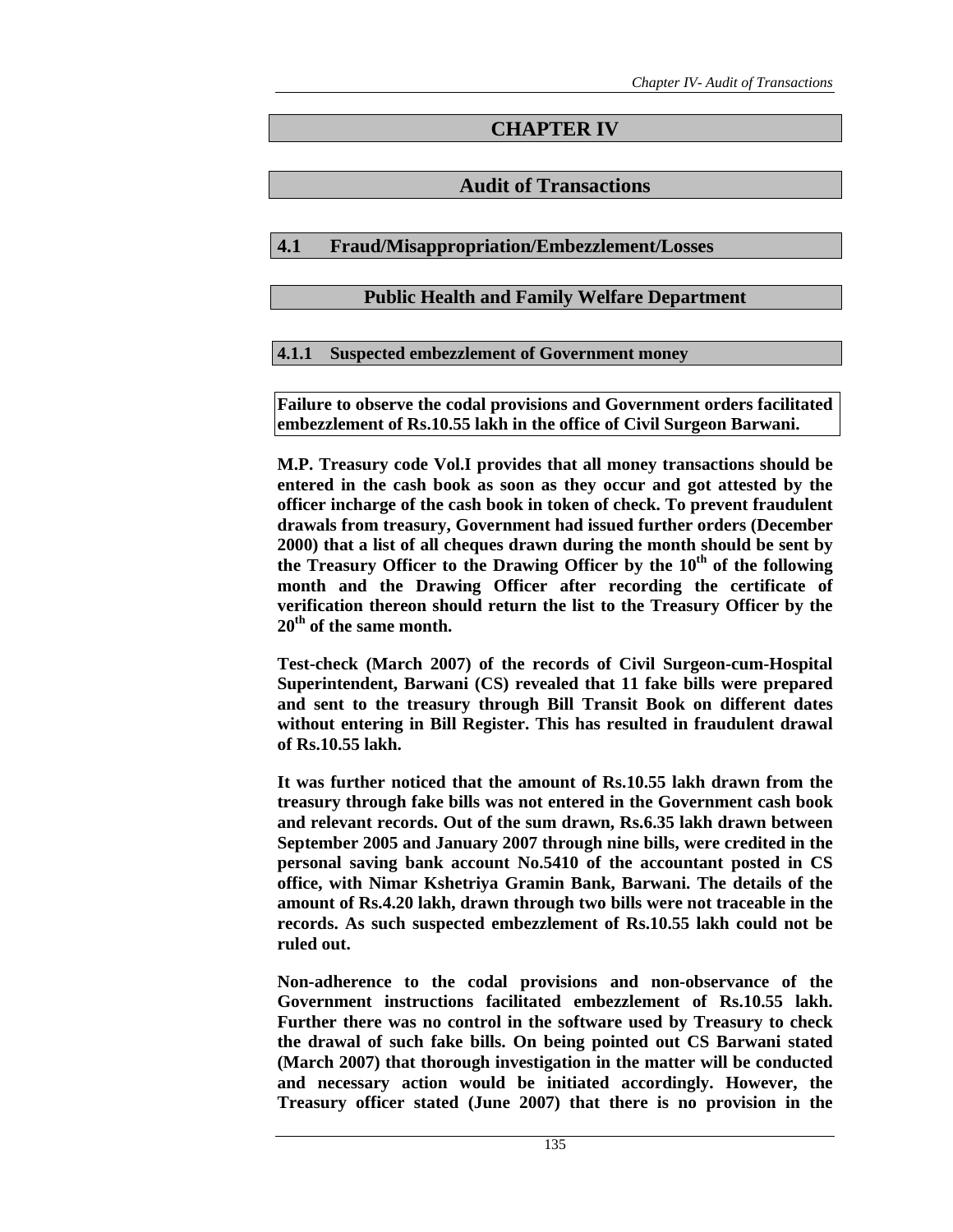# CHAPTER IV

# Audit of Transactions

## 4.1 Fraud/Misappropriation/Embezzlement/Losses

## Public Health and Family Welfare Department

### 4.1.1 Suspected embezzlement of Government money

**Failure to observe the codal provisions and Government orders facilitated embezzlement of Rs.10.55 lakh in the office of Civil Surgeon Barwani.**

**M.P. Treasury code Vol.I provides that all money transactions should be entered in the cash book as soon as they occur and got attested by the officer incharge of the cash book in token of check. To prevent fraudulent drawals from treasury, Government had issued further orders (December 2000) that a list of all cheques drawn during the month should be sent by the Treasury Officer to the Drawing Officer by the 10th of the following month and the Drawing Officer after recording the certificate of verification thereon should return the list to the Treasury Officer by the 20th of the same month.**

**Test-check (March 2007) of the records of Civil Surgeon-cum-Hospital Superintendent, Barwani (CS) revealed that 11 fake bills were prepared and sent to the treasury through Bill Transit Book on different dates without entering in Bill Register. This has resulted in fraudulent drawal of Rs.10.55 lakh.**

**It was further noticed that the amount of Rs.10.55 lakh drawn from the treasury through fake bills was not entered in the Government cash book and relevant records. Out of the sum drawn, Rs.6.35 lakh drawn between September 2005 and January 2007 through nine bills, were credited in the personal saving bank account No.5410 of the accountant posted in CS office, with Nimar Kshetriya Gramin Bank, Barwani. The details of the amount of Rs.4.20 lakh, drawn through two bills were not traceable in the records. As such suspected embezzlement of Rs.10.55 lakh could not be ruled out.**

**Non-adherence to the codal provisions and non-observance of the Government instructions facilitated embezzlement of Rs.10.55 lakh. Further there was no control in the software used by Treasury to check the drawal of such fake bills. On being pointed out CS Barwani stated (March 2007) that thorough investigation in the matter will be conducted and necessary action would be initiated accordingly. However, the Treasury officer stated (June 2007) that there is no provision in the**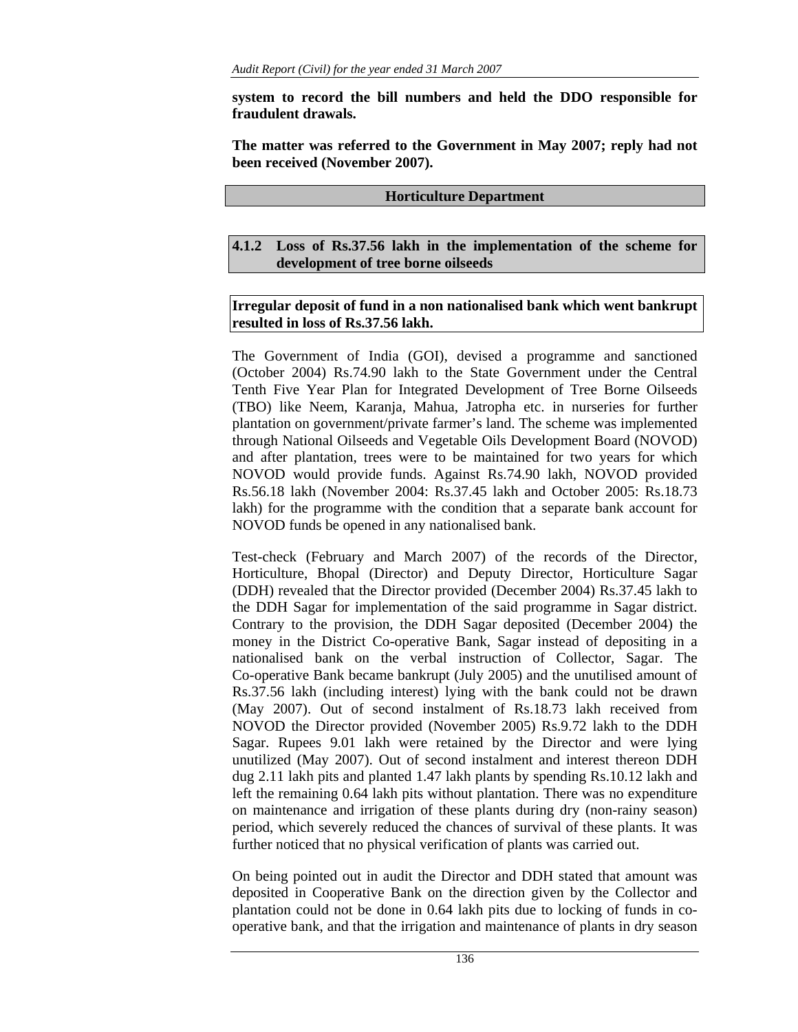**system to record the bill numbers and held the DDO responsible for fraudulent drawals.**

**The matter was referred to the Government in May 2007; reply had not been received (November 2007).**

## Horticulture Department

### 4.1.2 Loss of Rs.37.56 lakh in the implementation of the scheme for development of tree borne oilseeds

**Irregular deposit of fund in a non nationalised bank which went bankrupt resulted in loss of Rs.37.56 lakh.**

The Government of India (GOI), devised a programme and sanctioned (October 2004) Rs.74.90 lakh to the State Government under the Central Tenth Five Year Plan for Integrated Development of Tree Borne Oilseeds (TBO) like Neem, Karanja, Mahua, Jatropha etc. in nurseries for further plantation on government/private farmer's land. The scheme was implemented through National Oilseeds and Vegetable Oils Development Board (NOVOD) and after plantation, trees were to be maintained for two years for which NOVOD would provide funds. Against Rs.74.90 lakh, NOVOD provided Rs.56.18 lakh (November 2004: Rs.37.45 lakh and October 2005: Rs.18.73 lakh) for the programme with the condition that a separate bank account for NOVOD funds be opened in any nationalised bank.

Test-check (February and March 2007) of the records of the Director, Horticulture, Bhopal (Director) and Deputy Director, Horticulture Sagar (DDH) revealed that the Director provided (December 2004) Rs.37.45 lakh to the DDH Sagar for implementation of the said programme in Sagar district. Contrary to the provision, the DDH Sagar deposited (December 2004) the money in the District Co-operative Bank, Sagar instead of depositing in a nationalised bank on the verbal instruction of Collector, Sagar. The Co-operative Bank became bankrupt (July 2005) and the unutilised amount of Rs.37.56 lakh (including interest) lying with the bank could not be drawn (May 2007). Out of second instalment of Rs.18.73 lakh received from NOVOD the Director provided (November 2005) Rs.9.72 lakh to the DDH Sagar. Rupees 9.01 lakh were retained by the Director and were lying unutilized (May 2007). Out of second instalment and interest thereon DDH dug 2.11 lakh pits and planted 1.47 lakh plants by spending Rs.10.12 lakh and left the remaining 0.64 lakh pits without plantation. There was no expenditure on maintenance and irrigation of these plants during dry (non-rainy season) period, which severely reduced the chances of survival of these plants. It was further noticed that no physical verification of plants was carried out.

On being pointed out in audit the Director and DDH stated that amount was deposited in Cooperative Bank on the direction given by the Collector and plantation could not be done in 0.64 lakh pits due to locking of funds in co-operative bank, and that the irrigation and maintenance of plants in dry season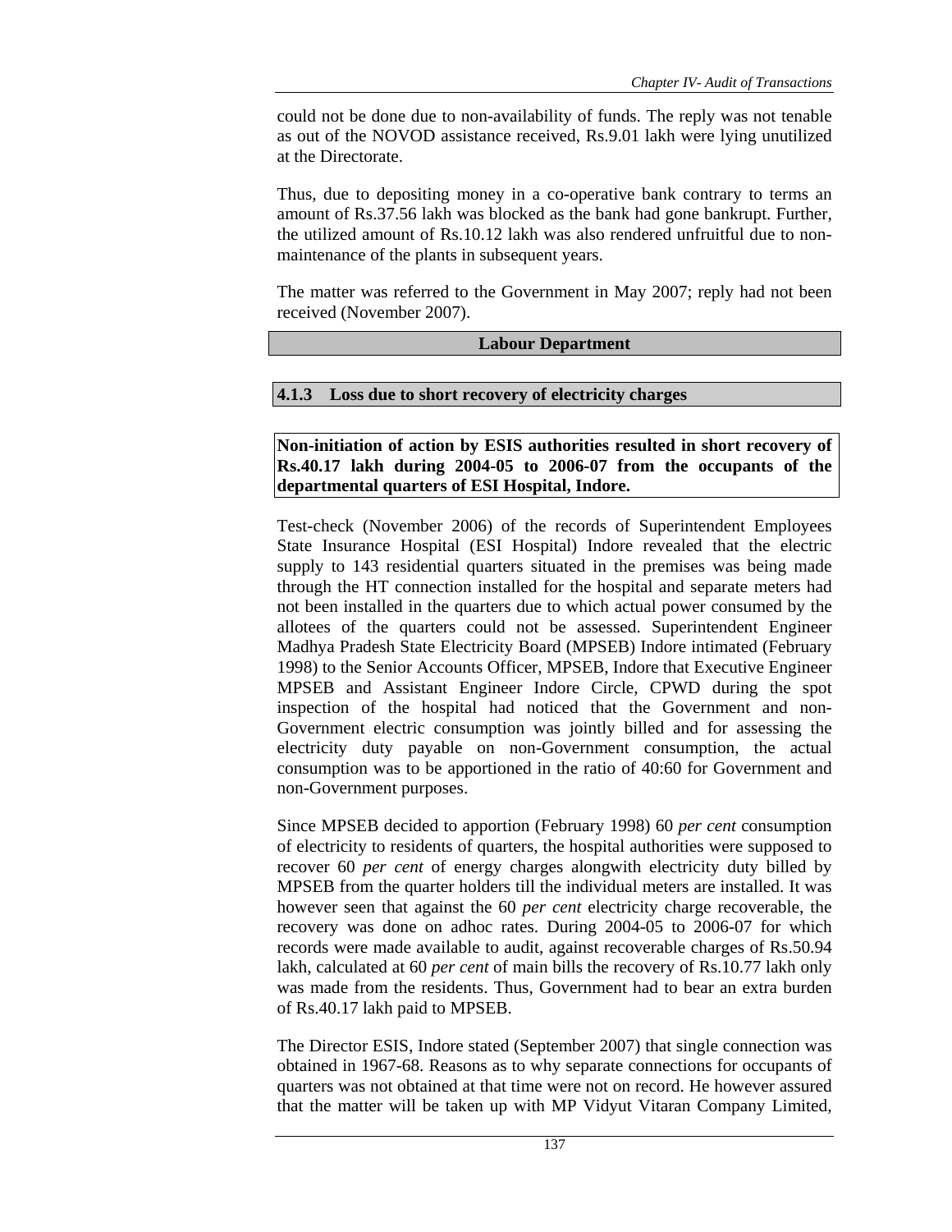could not be done due to non-availability of funds. The reply was not tenable as out of the NOVOD assistance received, Rs.9.01 lakh were lying unutilized at the Directorate.

Thus, due to depositing money in a co-operative bank contrary to terms an amount of Rs.37.56 lakh was blocked as the bank had gone bankrupt. Further, the utilized amount of Rs.10.12 lakh was also rendered unfruitful due to non-maintenance of the plants in subsequent years.

The matter was referred to the Government in May 2007; reply had not been received (November 2007).

## Labour Department

### 4.1.3 Loss due to short recovery of electricity charges

**Non-initiation of action by ESIS authorities resulted in short recovery of Rs.40.17 lakh during 2004-05 to 2006-07 from the occupants of the departmental quarters of ESI Hospital, Indore.**

Test-check (November 2006) of the records of Superintendent Employees State Insurance Hospital (ESI Hospital) Indore revealed that the electric supply to 143 residential quarters situated in the premises was being made through the HT connection installed for the hospital and separate meters had not been installed in the quarters due to which actual power consumed by the allotees of the quarters could not be assessed. Superintendent Engineer Madhya Pradesh State Electricity Board (MPSEB) Indore intimated (February 1998) to the Senior Accounts Officer, MPSEB, Indore that Executive Engineer MPSEB and Assistant Engineer Indore Circle, CPWD during the spot inspection of the hospital had noticed that the Government and non-Government electric consumption was jointly billed and for assessing the electricity duty payable on non-Government consumption, the actual consumption was to be apportioned in the ratio of 40:60 for Government and non-Government purposes.

Since MPSEB decided to apportion (February 1998) 60 *per cent* consumption of electricity to residents of quarters, the hospital authorities were supposed to recover 60 *per cent* of energy charges alongwith electricity duty billed by MPSEB from the quarter holders till the individual meters are installed. It was however seen that against the 60 *per cent* electricity charge recoverable, the recovery was done on adhoc rates. During 2004-05 to 2006-07 for which records were made available to audit, against recoverable charges of Rs.50.94 lakh, calculated at 60 *per cent* of main bills the recovery of Rs.10.77 lakh only was made from the residents. Thus, Government had to bear an extra burden of Rs.40.17 lakh paid to MPSEB.

The Director ESIS, Indore stated (September 2007) that single connection was obtained in 1967-68. Reasons as to why separate connections for occupants of quarters was not obtained at that time were not on record. He however assured that the matter will be taken up with MP Vidyut Vitaran Company Limited,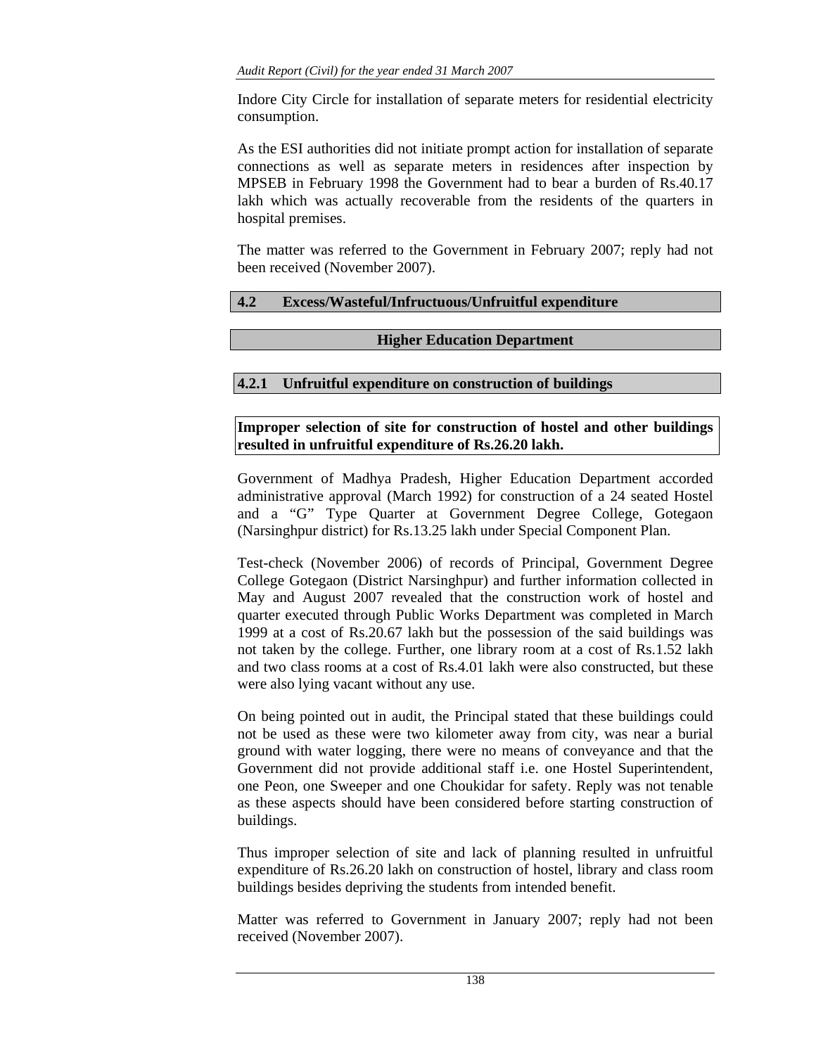Indore City Circle for installation of separate meters for residential electricity consumption.

As the ESI authorities did not initiate prompt action for installation of separate connections as well as separate meters in residences after inspection by MPSEB in February 1998 the Government had to bear a burden of Rs.40.17 lakh which was actually recoverable from the residents of the quarters in hospital premises.

The matter was referred to the Government in February 2007; reply had not been received (November 2007).

## 4.2 Excess/Wasteful/Infructuous/Unfruitful expenditure

### Higher Education Department

### 4.2.1 Unfruitful expenditure on construction of buildings

**Improper selection of site for construction of hostel and other buildings resulted in unfruitful expenditure of Rs.26.20 lakh.**

Government of Madhya Pradesh, Higher Education Department accorded administrative approval (March 1992) for construction of a 24 seated Hostel and a "G" Type Quarter at Government Degree College, Gotegaon (Narsinghpur district) for Rs.13.25 lakh under Special Component Plan.

Test-check (November 2006) of records of Principal, Government Degree College Gotegaon (District Narsinghpur) and further information collected in May and August 2007 revealed that the construction work of hostel and quarter executed through Public Works Department was completed in March 1999 at a cost of Rs.20.67 lakh but the possession of the said buildings was not taken by the college. Further, one library room at a cost of Rs.1.52 lakh and two class rooms at a cost of Rs.4.01 lakh were also constructed, but these were also lying vacant without any use.

On being pointed out in audit, the Principal stated that these buildings could not be used as these were two kilometer away from city, was near a burial ground with water logging, there were no means of conveyance and that the Government did not provide additional staff i.e. one Hostel Superintendent, one Peon, one Sweeper and one Choukidar for safety. Reply was not tenable as these aspects should have been considered before starting construction of buildings.

Thus improper selection of site and lack of planning resulted in unfruitful expenditure of Rs.26.20 lakh on construction of hostel, library and class room buildings besides depriving the students from intended benefit.

Matter was referred to Government in January 2007; reply had not been received (November 2007).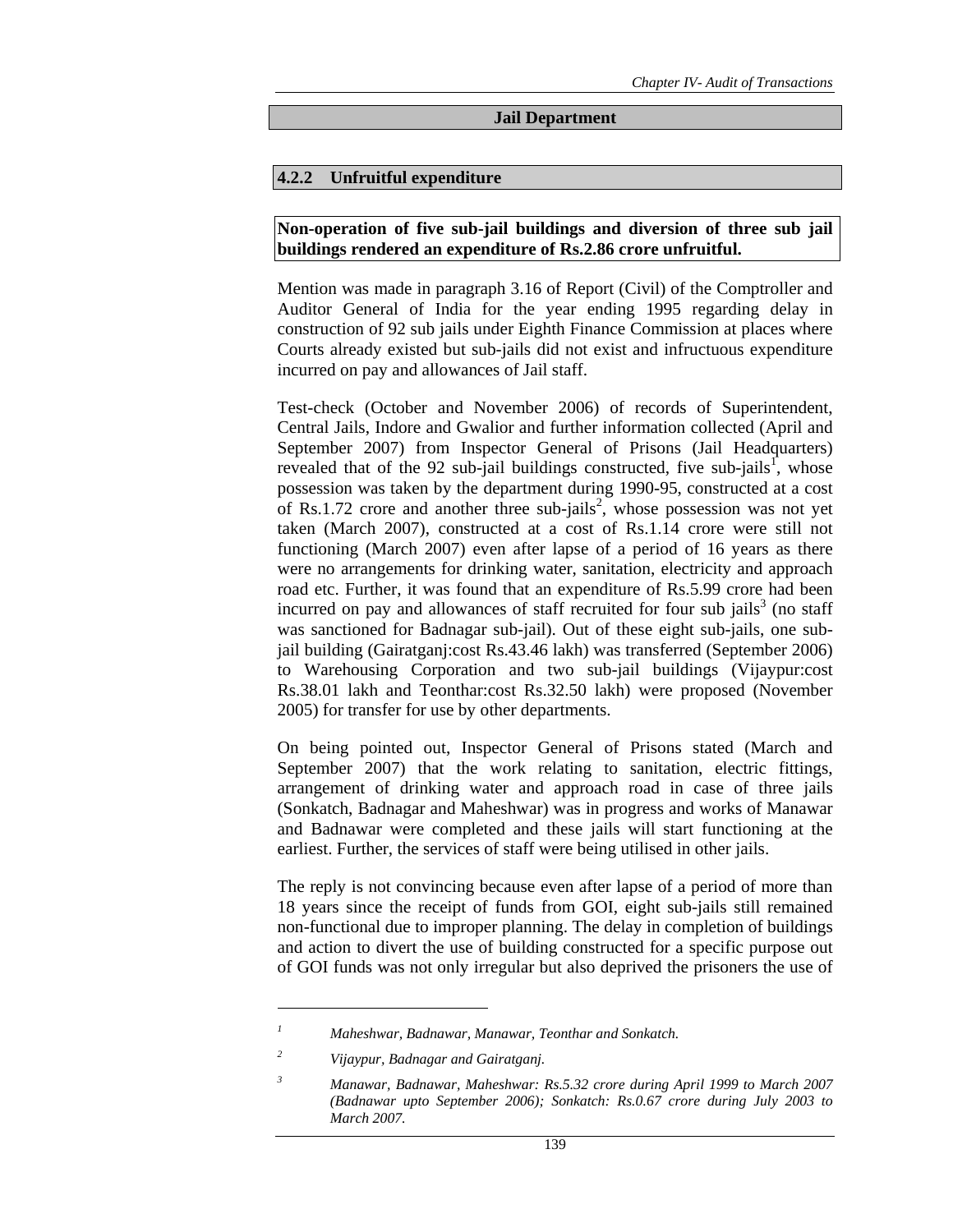## Jail Department

### 4.2.2 Unfruitful expenditure

**Non-operation of five sub-jail buildings and diversion of three sub jail buildings rendered an expenditure of Rs.2.86 crore unfruitful.**

Mention was made in paragraph 3.16 of Report (Civil) of the Comptroller and Auditor General of India for the year ending 1995 regarding delay in construction of 92 sub jails under Eighth Finance Commission at places where Courts already existed but sub-jails did not exist and infructuous expenditure incurred on pay and allowances of Jail staff.

Test-check (October and November 2006) of records of Superintendent, Central Jails, Indore and Gwalior and further information collected (April and September 2007) from Inspector General of Prisons (Jail Headquarters) revealed that of the 92 sub-jail buildings constructed, five sub-jails[1], whose possession was taken by the department during 1990-95, constructed at a cost of Rs.1.72 crore and another three sub-jails[2], whose possession was not yet taken (March 2007), constructed at a cost of Rs.1.14 crore were still not functioning (March 2007) even after lapse of a period of 16 years as there were no arrangements for drinking water, sanitation, electricity and approach road etc. Further, it was found that an expenditure of Rs.5.99 crore had been incurred on pay and allowances of staff recruited for four sub jails[3] (no staff was sanctioned for Badnagar sub-jail). Out of these eight sub-jails, one sub-jail building (Gairatganj:cost Rs.43.46 lakh) was transferred (September 2006) to Warehousing Corporation and two sub-jail buildings (Vijaypur:cost Rs.38.01 lakh and Teonthar:cost Rs.32.50 lakh) were proposed (November 2005) for transfer for use by other departments.

On being pointed out, Inspector General of Prisons stated (March and September 2007) that the work relating to sanitation, electric fittings, arrangement of drinking water and approach road in case of three jails (Sonkatch, Badnagar and Maheshwar) was in progress and works of Manawar and Badnawar were completed and these jails will start functioning at the earliest. Further, the services of staff were being utilised in other jails.

The reply is not convincing because even after lapse of a period of more than 18 years since the receipt of funds from GOI, eight sub-jails still remained non-functional due to improper planning. The delay in completion of buildings and action to divert the use of building constructed for a specific purpose out of GOI funds was not only irregular but also deprived the prisoners the use of

---

[1] *Maheshwar, Badnawar, Manawar, Teonthar and Sonkatch.*

[2] *Vijaypur, Badnagar and Gairatganj.*

[3] *Manawar, Badnawar, Maheshwar: Rs.5.32 crore during April 1999 to March 2007 (Badnawar upto September 2006); Sonkatch: Rs.0.67 crore during July 2003 to March 2007.*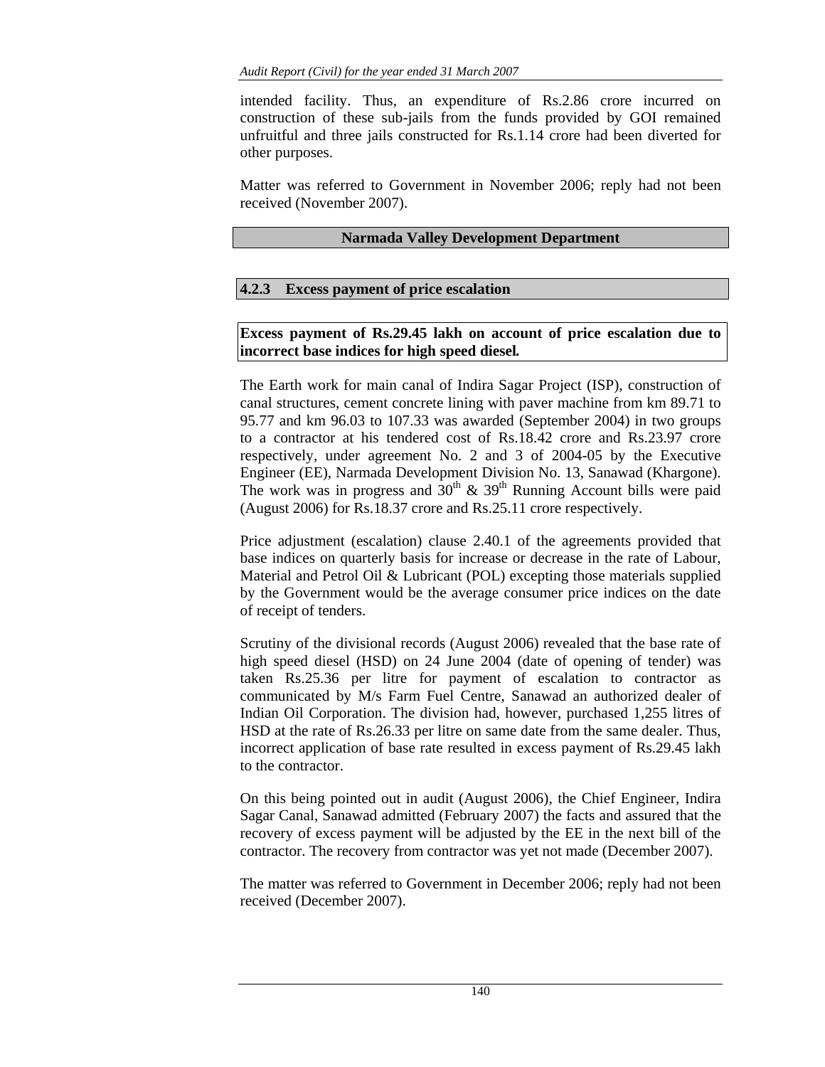intended facility. Thus, an expenditure of Rs.2.86 crore incurred on construction of these sub-jails from the funds provided by GOI remained unfruitful and three jails constructed for Rs.1.14 crore had been diverted for other purposes.

Matter was referred to Government in November 2006; reply had not been received (November 2007).

## Narmada Valley Development Department

### 4.2.3 Excess payment of price escalation

**Excess payment of Rs.29.45 lakh on account of price escalation due to incorrect base indices for high speed diesel.**

The Earth work for main canal of Indira Sagar Project (ISP), construction of canal structures, cement concrete lining with paver machine from km 89.71 to 95.77 and km 96.03 to 107.33 was awarded (September 2004) in two groups to a contractor at his tendered cost of Rs.18.42 crore and Rs.23.97 crore respectively, under agreement No. 2 and 3 of 2004-05 by the Executive Engineer (EE), Narmada Development Division No. 13, Sanawad (Khargone). The work was in progress and 30th & 39th Running Account bills were paid (August 2006) for Rs.18.37 crore and Rs.25.11 crore respectively.

Price adjustment (escalation) clause 2.40.1 of the agreements provided that base indices on quarterly basis for increase or decrease in the rate of Labour, Material and Petrol Oil & Lubricant (POL) excepting those materials supplied by the Government would be the average consumer price indices on the date of receipt of tenders.

Scrutiny of the divisional records (August 2006) revealed that the base rate of high speed diesel (HSD) on 24 June 2004 (date of opening of tender) was taken Rs.25.36 per litre for payment of escalation to contractor as communicated by M/s Farm Fuel Centre, Sanawad an authorized dealer of Indian Oil Corporation. The division had, however, purchased 1,255 litres of HSD at the rate of Rs.26.33 per litre on same date from the same dealer. Thus, incorrect application of base rate resulted in excess payment of Rs.29.45 lakh to the contractor.

On this being pointed out in audit (August 2006), the Chief Engineer, Indira Sagar Canal, Sanawad admitted (February 2007) the facts and assured that the recovery of excess payment will be adjusted by the EE in the next bill of the contractor. The recovery from contractor was yet not made (December 2007).

The matter was referred to Government in December 2006; reply had not been received (December 2007).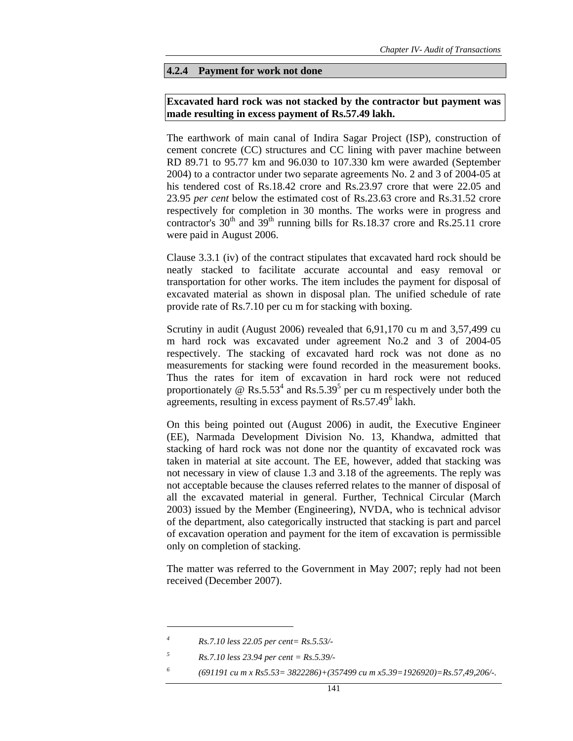### 4.2.4 Payment for work not done

**Excavated hard rock was not stacked by the contractor but payment was made resulting in excess payment of Rs.57.49 lakh.**

The earthwork of main canal of Indira Sagar Project (ISP), construction of cement concrete (CC) structures and CC lining with paver machine between RD 89.71 to 95.77 km and 96.030 to 107.330 km were awarded (September 2004) to a contractor under two separate agreements No. 2 and 3 of 2004-05 at his tendered cost of Rs.18.42 crore and Rs.23.97 crore that were 22.05 and 23.95 *per cent* below the estimated cost of Rs.23.63 crore and Rs.31.52 crore respectively for completion in 30 months. The works were in progress and contractor's 30th and 39th running bills for Rs.18.37 crore and Rs.25.11 crore were paid in August 2006.

Clause 3.3.1 (iv) of the contract stipulates that excavated hard rock should be neatly stacked to facilitate accurate accountal and easy removal or transportation for other works. The item includes the payment for disposal of excavated material as shown in disposal plan. The unified schedule of rate provide rate of Rs.7.10 per cu m for stacking with boxing.

Scrutiny in audit (August 2006) revealed that 6,91,170 cu m and 3,57,499 cu m hard rock was excavated under agreement No.2 and 3 of 2004-05 respectively. The stacking of excavated hard rock was not done as no measurements for stacking were found recorded in the measurement books. Thus the rates for item of excavation in hard rock were not reduced proportionately @ Rs.5.53[4] and Rs.5.39[5] per cu m respectively under both the agreements, resulting in excess payment of Rs.57.49[6] lakh.

On this being pointed out (August 2006) in audit, the Executive Engineer (EE), Narmada Development Division No. 13, Khandwa, admitted that stacking of hard rock was not done nor the quantity of excavated rock was taken in material at site account. The EE, however, added that stacking was not necessary in view of clause 1.3 and 3.18 of the agreements. The reply was not acceptable because the clauses referred relates to the manner of disposal of all the excavated material in general. Further, Technical Circular (March 2003) issued by the Member (Engineering), NVDA, who is technical advisor of the department, also categorically instructed that stacking is part and parcel of excavation operation and payment for the item of excavation is permissible only on completion of stacking.

The matter was referred to the Government in May 2007; reply had not been received (December 2007).

---

[4] *Rs.7.10 less 22.05 per cent= Rs.5.53/-*

[5] *Rs.7.10 less 23.94 per cent = Rs.5.39/-*

[6] *(691191 cu m x Rs5.53= 3822286)+(357499 cu m x5.39=1926920)=Rs.57,49,206/-.*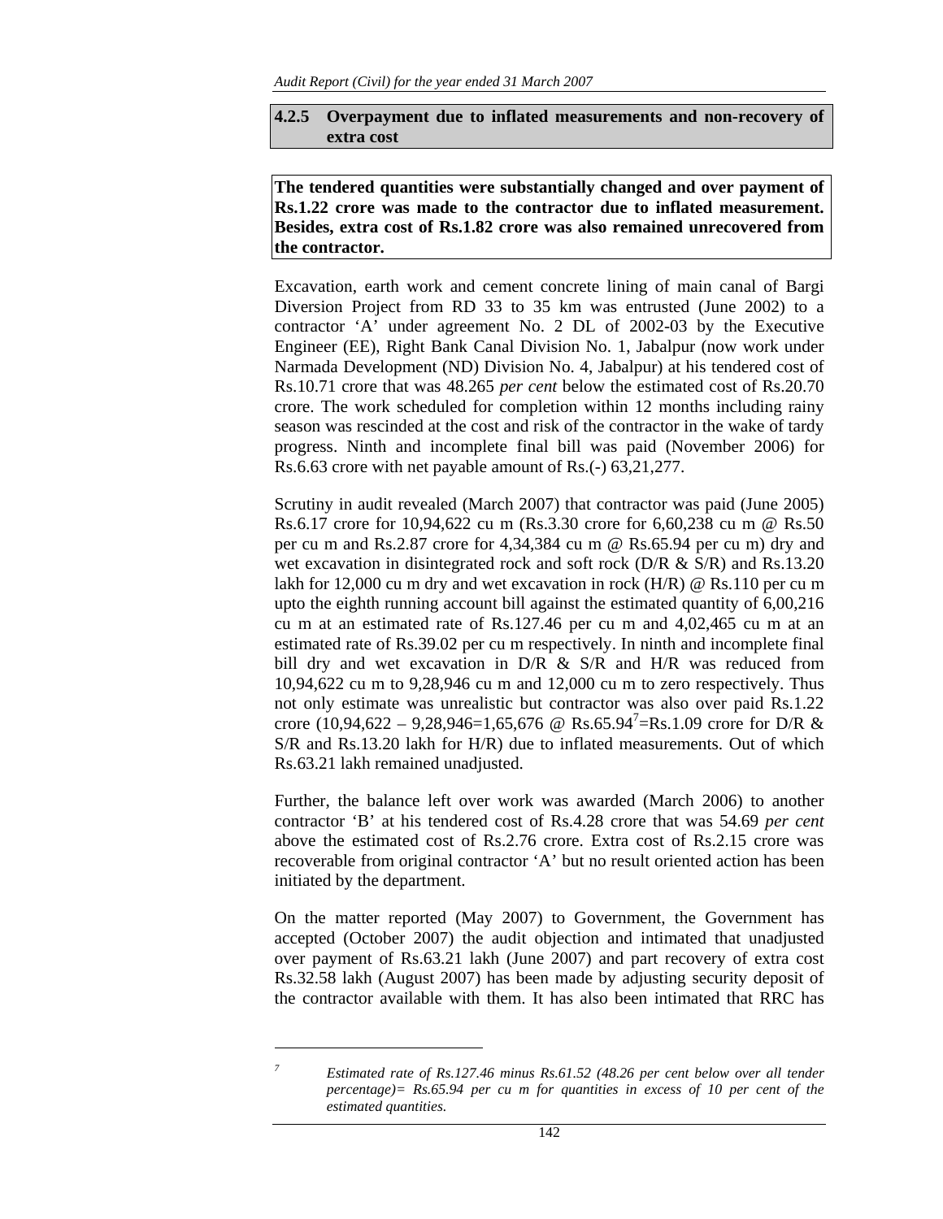### 4.2.5 Overpayment due to inflated measurements and non-recovery of extra cost

**The tendered quantities were substantially changed and over payment of Rs.1.22 crore was made to the contractor due to inflated measurement. Besides, extra cost of Rs.1.82 crore was also remained unrecovered from the contractor.**

Excavation, earth work and cement concrete lining of main canal of Bargi Diversion Project from RD 33 to 35 km was entrusted (June 2002) to a contractor 'A' under agreement No. 2 DL of 2002-03 by the Executive Engineer (EE), Right Bank Canal Division No. 1, Jabalpur (now work under Narmada Development (ND) Division No. 4, Jabalpur) at his tendered cost of Rs.10.71 crore that was 48.265 *per cent* below the estimated cost of Rs.20.70 crore. The work scheduled for completion within 12 months including rainy season was rescinded at the cost and risk of the contractor in the wake of tardy progress. Ninth and incomplete final bill was paid (November 2006) for Rs.6.63 crore with net payable amount of Rs.(-) 63,21,277.

Scrutiny in audit revealed (March 2007) that contractor was paid (June 2005) Rs.6.17 crore for 10,94,622 cu m (Rs.3.30 crore for 6,60,238 cu m @ Rs.50 per cu m and Rs.2.87 crore for 4,34,384 cu m @ Rs.65.94 per cu m) dry and wet excavation in disintegrated rock and soft rock (D/R & S/R) and Rs.13.20 lakh for 12,000 cu m dry and wet excavation in rock (H/R) @ Rs.110 per cu m upto the eighth running account bill against the estimated quantity of 6,00,216 cu m at an estimated rate of Rs.127.46 per cu m and 4,02,465 cu m at an estimated rate of Rs.39.02 per cu m respectively. In ninth and incomplete final bill dry and wet excavation in D/R & S/R and H/R was reduced from 10,94,622 cu m to 9,28,946 cu m and 12,000 cu m to zero respectively. Thus not only estimate was unrealistic but contractor was also over paid Rs.1.22 crore (10,94,622 – 9,28,946=1,65,676 @ Rs.65.94[7]=Rs.1.09 crore for D/R & S/R and Rs.13.20 lakh for H/R) due to inflated measurements. Out of which Rs.63.21 lakh remained unadjusted.

Further, the balance left over work was awarded (March 2006) to another contractor 'B' at his tendered cost of Rs.4.28 crore that was 54.69 *per cent* above the estimated cost of Rs.2.76 crore. Extra cost of Rs.2.15 crore was recoverable from original contractor 'A' but no result oriented action has been initiated by the department.

On the matter reported (May 2007) to Government, the Government has accepted (October 2007) the audit objection and intimated that unadjusted over payment of Rs.63.21 lakh (June 2007) and part recovery of extra cost Rs.32.58 lakh (August 2007) has been made by adjusting security deposit of the contractor available with them. It has also been intimated that RRC has

---

[7] *Estimated rate of Rs.127.46 minus Rs.61.52 (48.26 per cent below over all tender percentage)= Rs.65.94 per cu m for quantities in excess of 10 per cent of the estimated quantities.*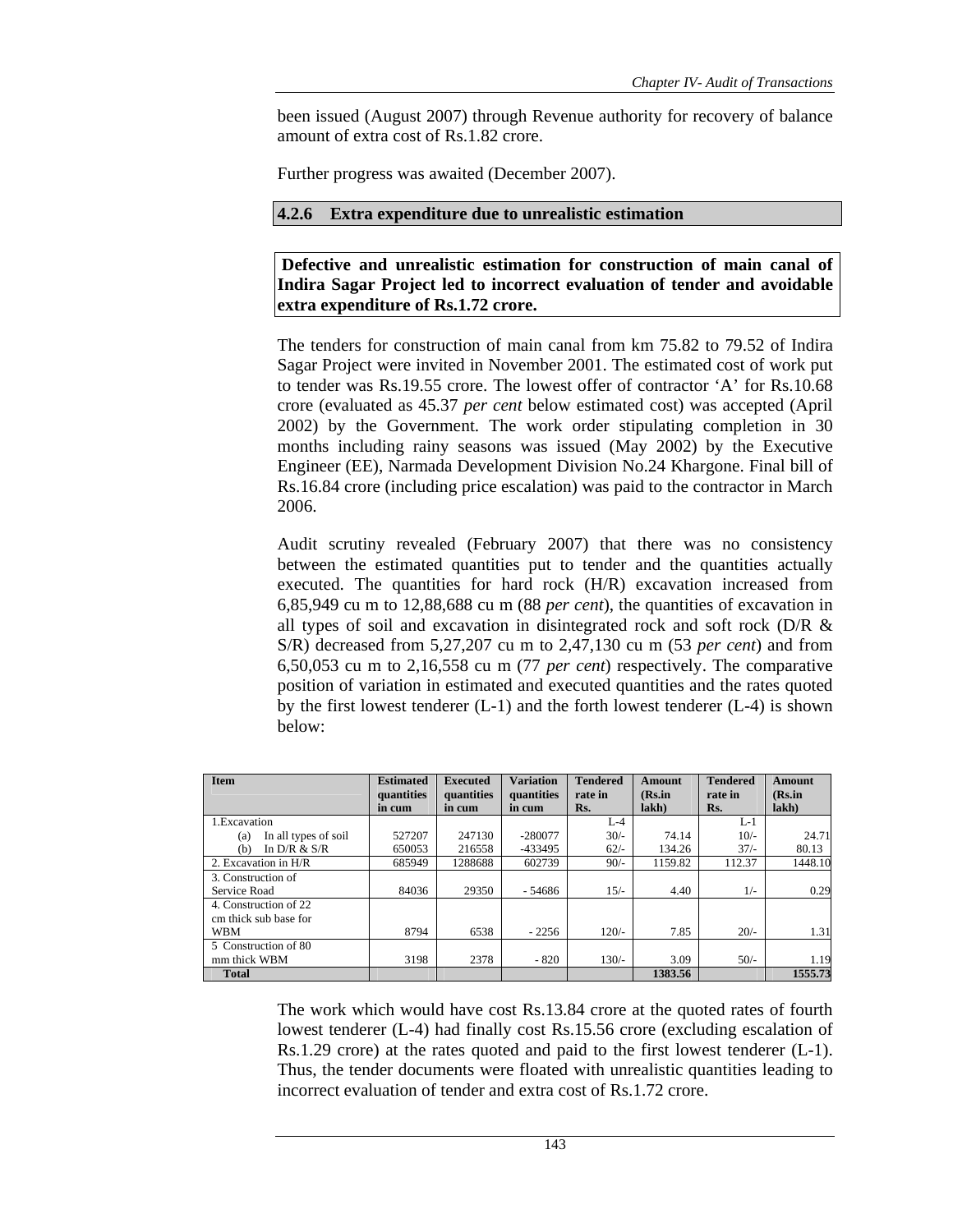been issued (August 2007) through Revenue authority for recovery of balance amount of extra cost of Rs.1.82 crore.

Further progress was awaited (December 2007).

### 4.2.6 Extra expenditure due to unrealistic estimation

**Defective and unrealistic estimation for construction of main canal of Indira Sagar Project led to incorrect evaluation of tender and avoidable extra expenditure of Rs.1.72 crore.**

The tenders for construction of main canal from km 75.82 to 79.52 of Indira Sagar Project were invited in November 2001. The estimated cost of work put to tender was Rs.19.55 crore. The lowest offer of contractor 'A' for Rs.10.68 crore (evaluated as 45.37 *per cent* below estimated cost) was accepted (April 2002) by the Government. The work order stipulating completion in 30 months including rainy seasons was issued (May 2002) by the Executive Engineer (EE), Narmada Development Division No.24 Khargone. Final bill of Rs.16.84 crore (including price escalation) was paid to the contractor in March 2006.

Audit scrutiny revealed (February 2007) that there was no consistency between the estimated quantities put to tender and the quantities actually executed. The quantities for hard rock (H/R) excavation increased from 6,85,949 cu m to 12,88,688 cu m (88 *per cent*), the quantities of excavation in all types of soil and excavation in disintegrated rock and soft rock (D/R & S/R) decreased from 5,27,207 cu m to 2,47,130 cu m (53 *per cent*) and from 6,50,053 cu m to 2,16,558 cu m (77 *per cent*) respectively. The comparative position of variation in estimated and executed quantities and the rates quoted by the first lowest tenderer (L-1) and the forth lowest tenderer (L-4) is shown below:

| Item | Estimated quantities in cum | Executed quantities in cum | Variation quantities in cum | Tendered rate in Rs. | Amount (Rs.in lakh) | Tendered rate in Rs. | Amount (Rs.in lakh) |
|---|---|---|---|---|---|---|---|
| 1.Excavation | | | | L-4 | | L-1 | |
| (a) In all types of soil | 527207 | 247130 | -280077 | 30/- | 74.14 | 10/- | 24.71 |
| (b) In D/R & S/R | 650053 | 216558 | -433495 | 62/- | 134.26 | 37/- | 80.13 |
| 2. Excavation in H/R | 685949 | 1288688 | 602739 | 90/- | 1159.82 | 112.37 | 1448.10 |
| 3. Construction of Service Road | 84036 | 29350 | - 54686 | 15/- | 4.40 | 1/- | 0.29 |
| 4. Construction of 22 cm thick sub base for WBM | 8794 | 6538 | - 2256 | 120/- | 7.85 | 20/- | 1.31 |
| 5 Construction of 80 mm thick WBM | 3198 | 2378 | - 820 | 130/- | 3.09 | 50/- | 1.19 |
| **Total** | | | | | **1383.56** | | **1555.73** |

The work which would have cost Rs.13.84 crore at the quoted rates of fourth lowest tenderer (L-4) had finally cost Rs.15.56 crore (excluding escalation of Rs.1.29 crore) at the rates quoted and paid to the first lowest tenderer (L-1). Thus, the tender documents were floated with unrealistic quantities leading to incorrect evaluation of tender and extra cost of Rs.1.72 crore.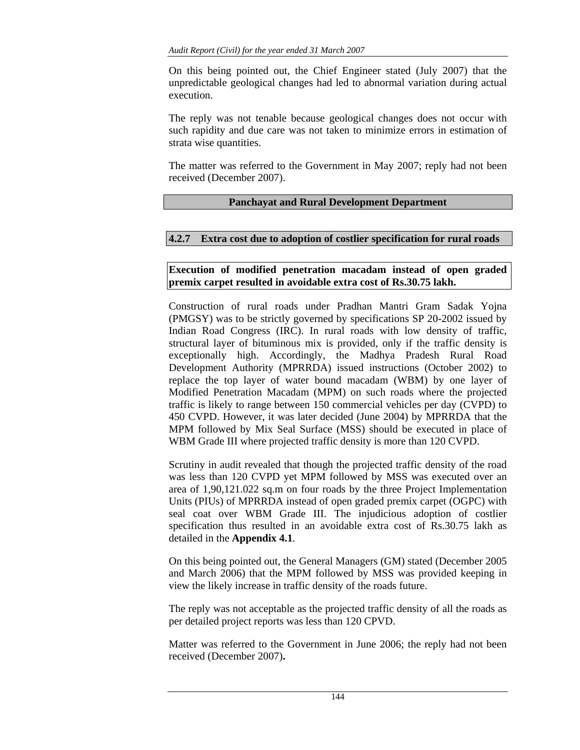On this being pointed out, the Chief Engineer stated (July 2007) that the unpredictable geological changes had led to abnormal variation during actual execution.

The reply was not tenable because geological changes does not occur with such rapidity and due care was not taken to minimize errors in estimation of strata wise quantities.

The matter was referred to the Government in May 2007; reply had not been received (December 2007).

## Panchayat and Rural Development Department

### 4.2.7 Extra cost due to adoption of costlier specification for rural roads

**Execution of modified penetration macadam instead of open graded premix carpet resulted in avoidable extra cost of Rs.30.75 lakh.**

Construction of rural roads under Pradhan Mantri Gram Sadak Yojna (PMGSY) was to be strictly governed by specifications SP 20-2002 issued by Indian Road Congress (IRC). In rural roads with low density of traffic, structural layer of bituminous mix is provided, only if the traffic density is exceptionally high. Accordingly, the Madhya Pradesh Rural Road Development Authority (MPRRDA) issued instructions (October 2002) to replace the top layer of water bound macadam (WBM) by one layer of Modified Penetration Macadam (MPM) on such roads where the projected traffic is likely to range between 150 commercial vehicles per day (CVPD) to 450 CVPD. However, it was later decided (June 2004) by MPRRDA that the MPM followed by Mix Seal Surface (MSS) should be executed in place of WBM Grade III where projected traffic density is more than 120 CVPD.

Scrutiny in audit revealed that though the projected traffic density of the road was less than 120 CVPD yet MPM followed by MSS was executed over an area of 1,90,121.022 sq.m on four roads by the three Project Implementation Units (PIUs) of MPRRDA instead of open graded premix carpet (OGPC) with seal coat over WBM Grade III. The injudicious adoption of costlier specification thus resulted in an avoidable extra cost of Rs.30.75 lakh as detailed in the **Appendix 4.1**.

On this being pointed out, the General Managers (GM) stated (December 2005 and March 2006) that the MPM followed by MSS was provided keeping in view the likely increase in traffic density of the roads future.

The reply was not acceptable as the projected traffic density of all the roads as per detailed project reports was less than 120 CPVD.

Matter was referred to the Government in June 2006; the reply had not been received (December 2007).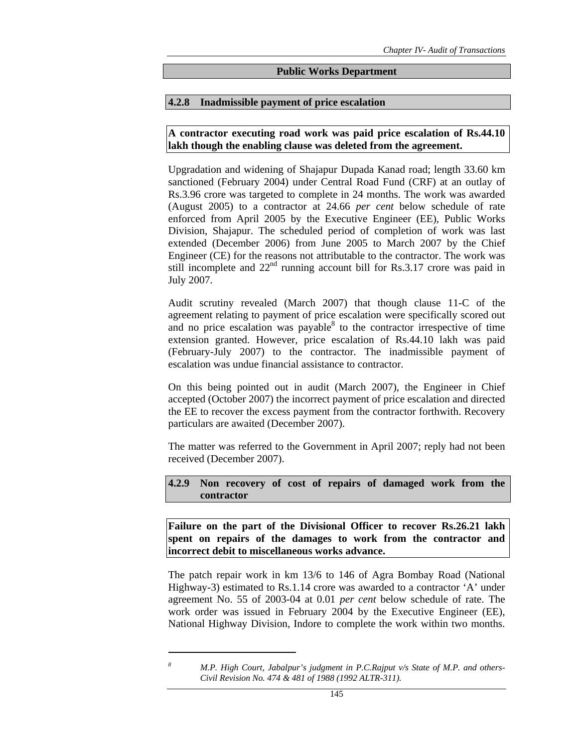## Public Works Department

### 4.2.8 Inadmissible payment of price escalation

**A contractor executing road work was paid price escalation of Rs.44.10 lakh though the enabling clause was deleted from the agreement.**

Upgradation and widening of Shajapur Dupada Kanad road; length 33.60 km sanctioned (February 2004) under Central Road Fund (CRF) at an outlay of Rs.3.96 crore was targeted to complete in 24 months. The work was awarded (August 2005) to a contractor at 24.66 *per cent* below schedule of rate enforced from April 2005 by the Executive Engineer (EE), Public Works Division, Shajapur. The scheduled period of completion of work was last extended (December 2006) from June 2005 to March 2007 by the Chief Engineer (CE) for the reasons not attributable to the contractor. The work was still incomplete and 22nd running account bill for Rs.3.17 crore was paid in July 2007.

Audit scrutiny revealed (March 2007) that though clause 11-C of the agreement relating to payment of price escalation were specifically scored out and no price escalation was payable[8] to the contractor irrespective of time extension granted. However, price escalation of Rs.44.10 lakh was paid (February-July 2007) to the contractor. The inadmissible payment of escalation was undue financial assistance to contractor.

On this being pointed out in audit (March 2007), the Engineer in Chief accepted (October 2007) the incorrect payment of price escalation and directed the EE to recover the excess payment from the contractor forthwith. Recovery particulars are awaited (December 2007).

The matter was referred to the Government in April 2007; reply had not been received (December 2007).

### 4.2.9 Non recovery of cost of repairs of damaged work from the contractor

**Failure on the part of the Divisional Officer to recover Rs.26.21 lakh spent on repairs of the damages to work from the contractor and incorrect debit to miscellaneous works advance.**

The patch repair work in km 13/6 to 146 of Agra Bombay Road (National Highway-3) estimated to Rs.1.14 crore was awarded to a contractor 'A' under agreement No. 55 of 2003-04 at 0.01 *per cent* below schedule of rate. The work order was issued in February 2004 by the Executive Engineer (EE), National Highway Division, Indore to complete the work within two months.

---

[8] *M.P. High Court, Jabalpur's judgment in P.C.Rajput v/s State of M.P. and others- Civil Revision No. 474 & 481 of 1988 (1992 ALTR-311).*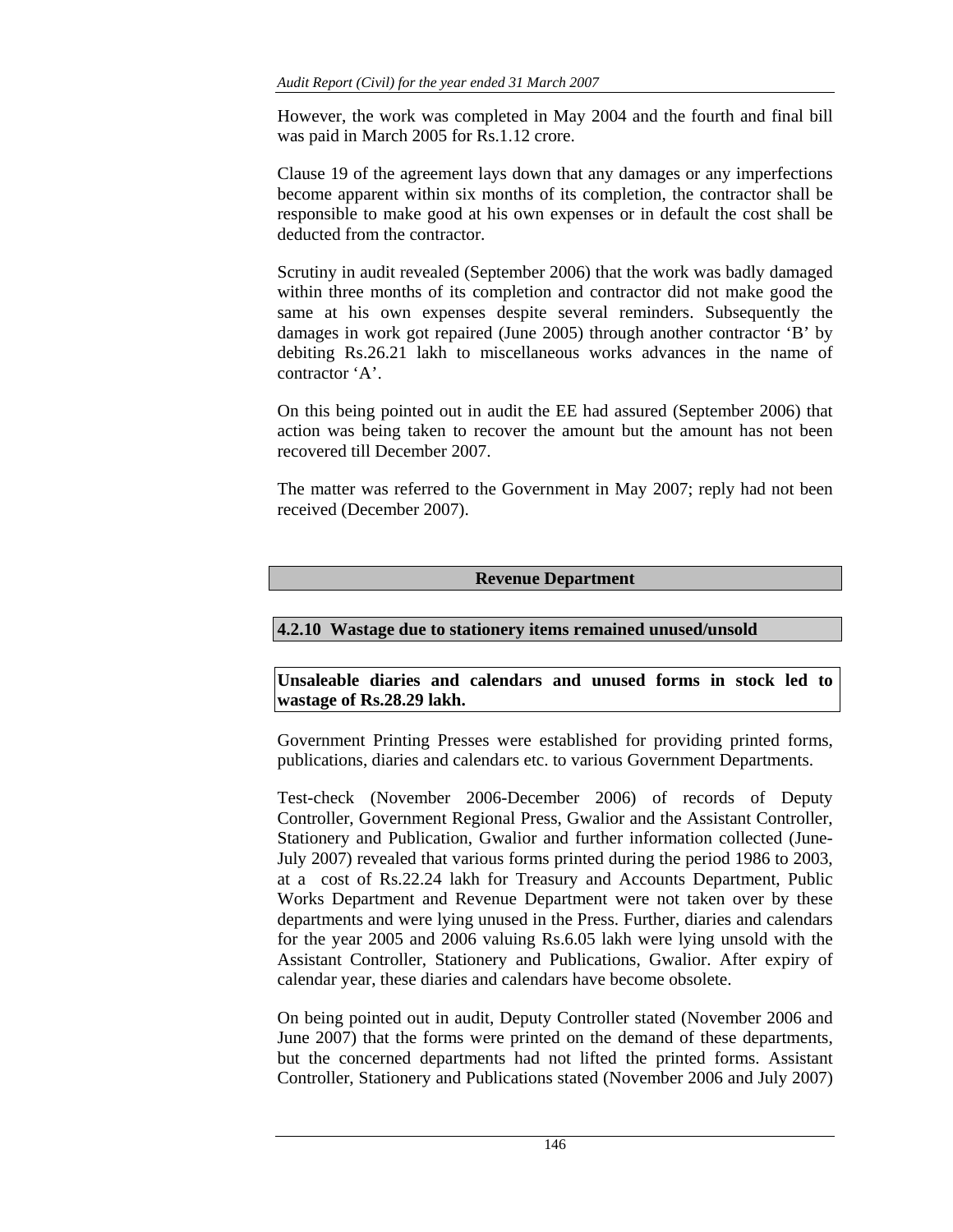However, the work was completed in May 2004 and the fourth and final bill was paid in March 2005 for Rs.1.12 crore.

Clause 19 of the agreement lays down that any damages or any imperfections become apparent within six months of its completion, the contractor shall be responsible to make good at his own expenses or in default the cost shall be deducted from the contractor.

Scrutiny in audit revealed (September 2006) that the work was badly damaged within three months of its completion and contractor did not make good the same at his own expenses despite several reminders. Subsequently the damages in work got repaired (June 2005) through another contractor 'B' by debiting Rs.26.21 lakh to miscellaneous works advances in the name of contractor 'A'.

On this being pointed out in audit the EE had assured (September 2006) that action was being taken to recover the amount but the amount has not been recovered till December 2007.

The matter was referred to the Government in May 2007; reply had not been received (December 2007).

## Revenue Department

### 4.2.10 Wastage due to stationery items remained unused/unsold

**Unsaleable diaries and calendars and unused forms in stock led to wastage of Rs.28.29 lakh.**

Government Printing Presses were established for providing printed forms, publications, diaries and calendars etc. to various Government Departments.

Test-check (November 2006-December 2006) of records of Deputy Controller, Government Regional Press, Gwalior and the Assistant Controller, Stationery and Publication, Gwalior and further information collected (June-July 2007) revealed that various forms printed during the period 1986 to 2003, at a cost of Rs.22.24 lakh for Treasury and Accounts Department, Public Works Department and Revenue Department were not taken over by these departments and were lying unused in the Press. Further, diaries and calendars for the year 2005 and 2006 valuing Rs.6.05 lakh were lying unsold with the Assistant Controller, Stationery and Publications, Gwalior. After expiry of calendar year, these diaries and calendars have become obsolete.

On being pointed out in audit, Deputy Controller stated (November 2006 and June 2007) that the forms were printed on the demand of these departments, but the concerned departments had not lifted the printed forms. Assistant Controller, Stationery and Publications stated (November 2006 and July 2007)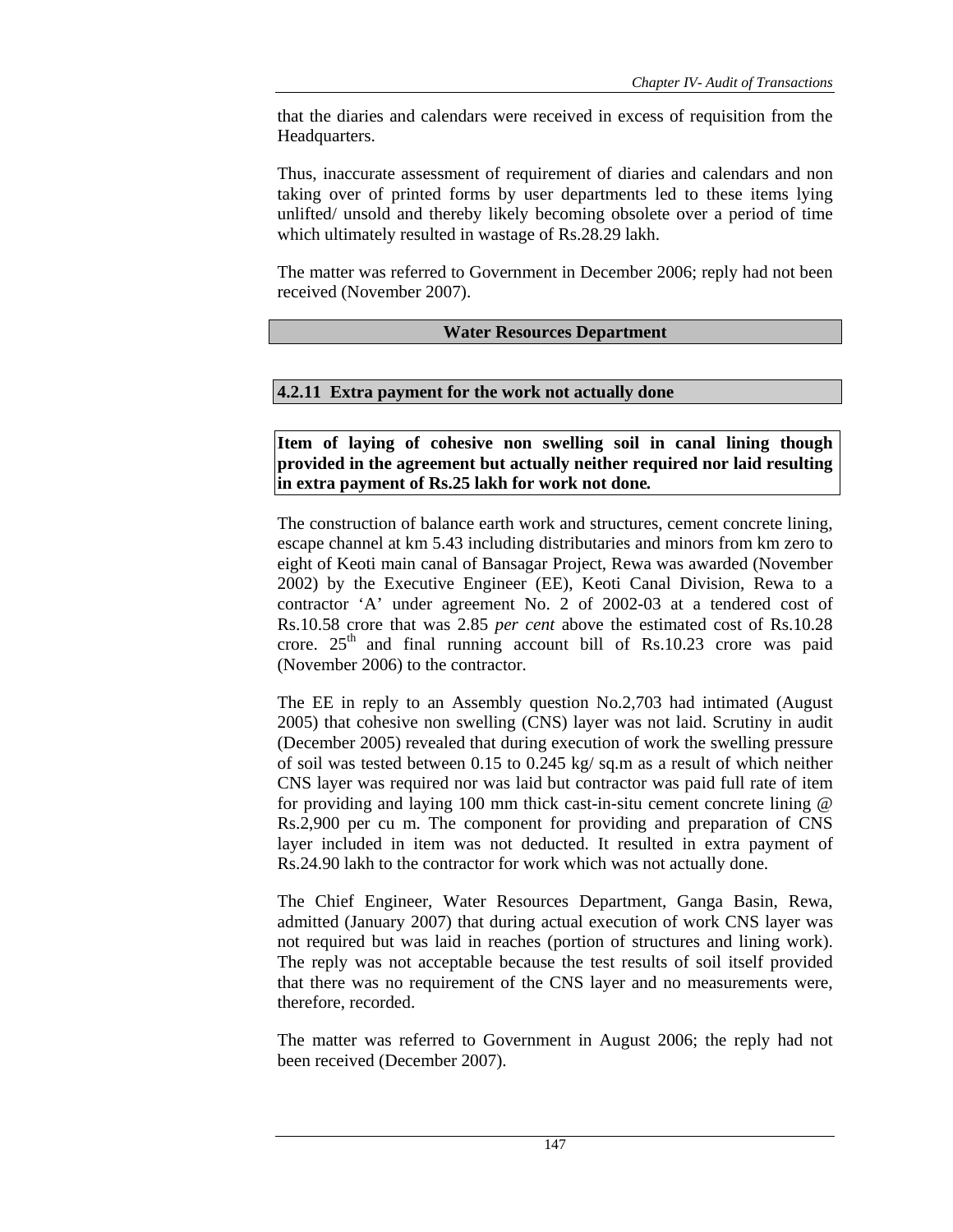that the diaries and calendars were received in excess of requisition from the Headquarters.

Thus, inaccurate assessment of requirement of diaries and calendars and non taking over of printed forms by user departments led to these items lying unlifted/ unsold and thereby likely becoming obsolete over a period of time which ultimately resulted in wastage of Rs.28.29 lakh.

The matter was referred to Government in December 2006; reply had not been received (November 2007).

## Water Resources Department

### 4.2.11 Extra payment for the work not actually done

**Item of laying of cohesive non swelling soil in canal lining though provided in the agreement but actually neither required nor laid resulting in extra payment of Rs.25 lakh for work not done.**

The construction of balance earth work and structures, cement concrete lining, escape channel at km 5.43 including distributaries and minors from km zero to eight of Keoti main canal of Bansagar Project, Rewa was awarded (November 2002) by the Executive Engineer (EE), Keoti Canal Division, Rewa to a contractor 'A' under agreement No. 2 of 2002-03 at a tendered cost of Rs.10.58 crore that was 2.85 *per cent* above the estimated cost of Rs.10.28 crore. 25th and final running account bill of Rs.10.23 crore was paid (November 2006) to the contractor.

The EE in reply to an Assembly question No.2,703 had intimated (August 2005) that cohesive non swelling (CNS) layer was not laid. Scrutiny in audit (December 2005) revealed that during execution of work the swelling pressure of soil was tested between 0.15 to 0.245 kg/ sq.m as a result of which neither CNS layer was required nor was laid but contractor was paid full rate of item for providing and laying 100 mm thick cast-in-situ cement concrete lining @ Rs.2,900 per cu m. The component for providing and preparation of CNS layer included in item was not deducted. It resulted in extra payment of Rs.24.90 lakh to the contractor for work which was not actually done.

The Chief Engineer, Water Resources Department, Ganga Basin, Rewa, admitted (January 2007) that during actual execution of work CNS layer was not required but was laid in reaches (portion of structures and lining work). The reply was not acceptable because the test results of soil itself provided that there was no requirement of the CNS layer and no measurements were, therefore, recorded.

The matter was referred to Government in August 2006; the reply had not been received (December 2007).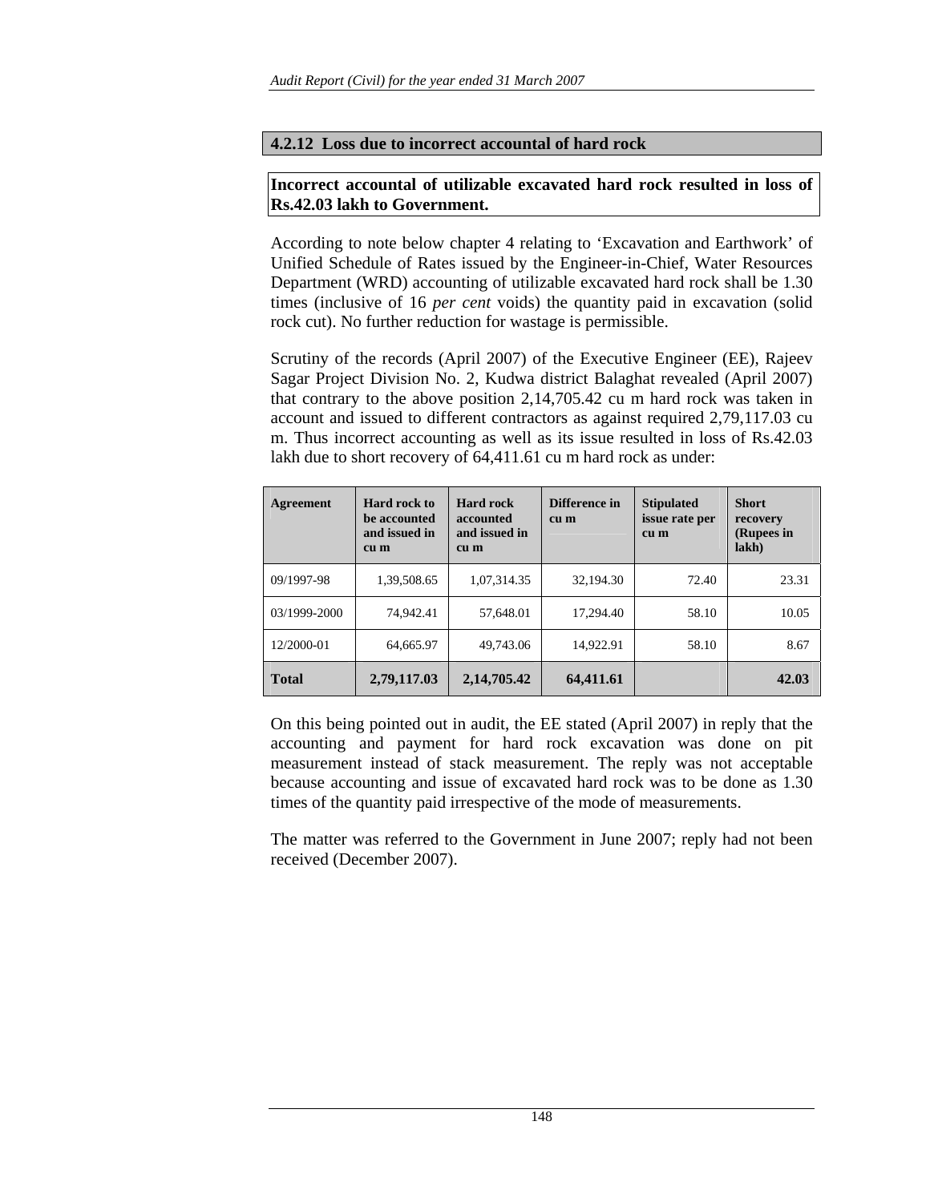### 4.2.12 Loss due to incorrect accountal of hard rock

**Incorrect accountal of utilizable excavated hard rock resulted in loss of Rs.42.03 lakh to Government.**

According to note below chapter 4 relating to 'Excavation and Earthwork' of Unified Schedule of Rates issued by the Engineer-in-Chief, Water Resources Department (WRD) accounting of utilizable excavated hard rock shall be 1.30 times (inclusive of 16 *per cent* voids) the quantity paid in excavation (solid rock cut). No further reduction for wastage is permissible.

Scrutiny of the records (April 2007) of the Executive Engineer (EE), Rajeev Sagar Project Division No. 2, Kudwa district Balaghat revealed (April 2007) that contrary to the above position 2,14,705.42 cu m hard rock was taken in account and issued to different contractors as against required 2,79,117.03 cu m. Thus incorrect accounting as well as its issue resulted in loss of Rs.42.03 lakh due to short recovery of 64,411.61 cu m hard rock as under:

| Agreement | Hard rock to be accounted and issued in cu m | Hard rock accounted and issued in cu m | Difference in cu m | Stipulated issue rate per cu m | Short recovery (Rupees in lakh) |
|---|---|---|---|---|---|
| 09/1997-98 | 1,39,508.65 | 1,07,314.35 | 32,194.30 | 72.40 | 23.31 |
| 03/1999-2000 | 74,942.41 | 57,648.01 | 17,294.40 | 58.10 | 10.05 |
| 12/2000-01 | 64,665.97 | 49,743.06 | 14,922.91 | 58.10 | 8.67 |
| **Total** | **2,79,117.03** | **2,14,705.42** | **64,411.61** | | **42.03** |

On this being pointed out in audit, the EE stated (April 2007) in reply that the accounting and payment for hard rock excavation was done on pit measurement instead of stack measurement. The reply was not acceptable because accounting and issue of excavated hard rock was to be done as 1.30 times of the quantity paid irrespective of the mode of measurements.

The matter was referred to the Government in June 2007; reply had not been received (December 2007).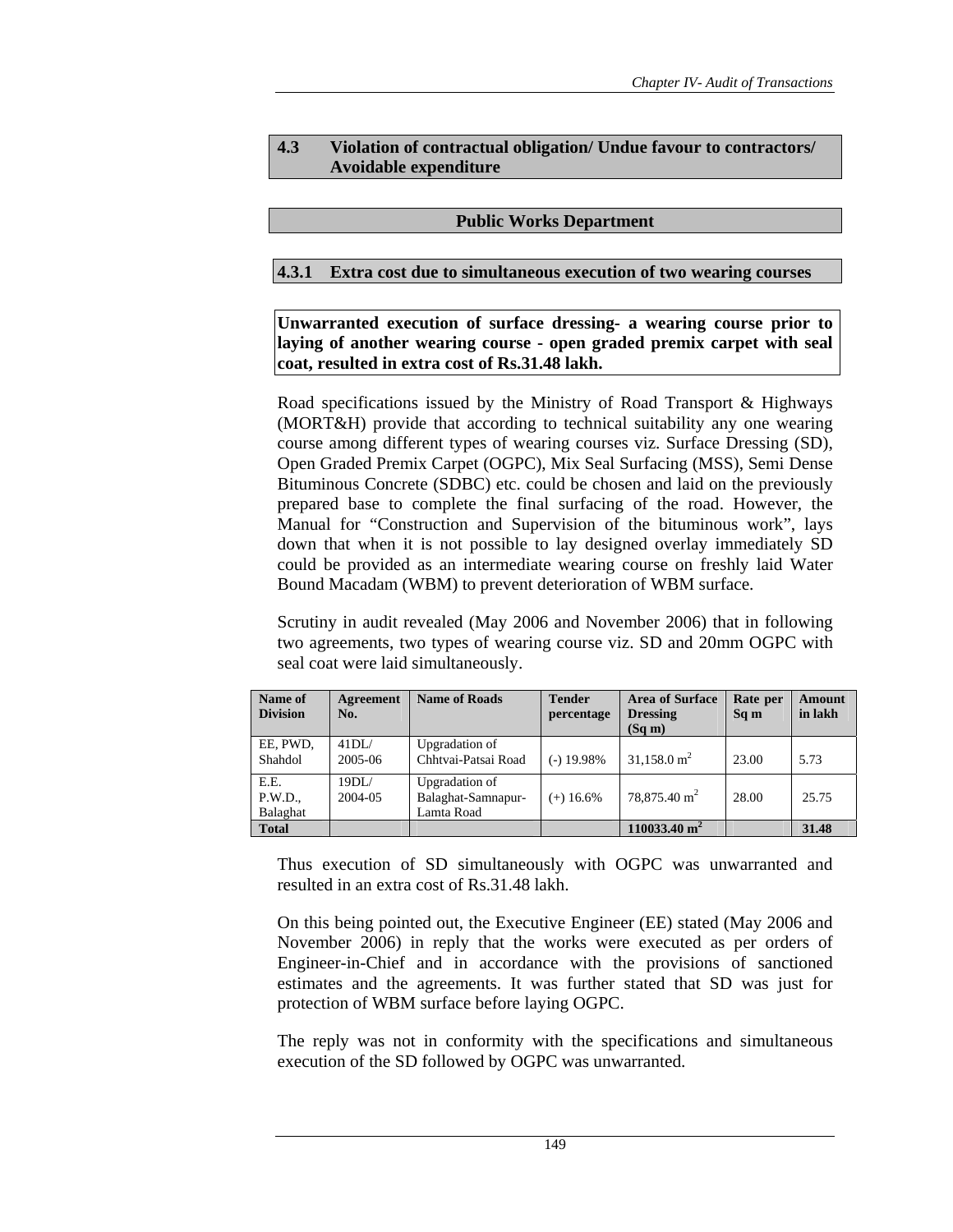## 4.3 Violation of contractual obligation/ Undue favour to contractors/ Avoidable expenditure

### Public Works Department

### 4.3.1 Extra cost due to simultaneous execution of two wearing courses

**Unwarranted execution of surface dressing- a wearing course prior to laying of another wearing course - open graded premix carpet with seal coat, resulted in extra cost of Rs.31.48 lakh.**

Road specifications issued by the Ministry of Road Transport & Highways (MORT&H) provide that according to technical suitability any one wearing course among different types of wearing courses viz. Surface Dressing (SD), Open Graded Premix Carpet (OGPC), Mix Seal Surfacing (MSS), Semi Dense Bituminous Concrete (SDBC) etc. could be chosen and laid on the previously prepared base to complete the final surfacing of the road. However, the Manual for "Construction and Supervision of the bituminous work", lays down that when it is not possible to lay designed overlay immediately SD could be provided as an intermediate wearing course on freshly laid Water Bound Macadam (WBM) to prevent deterioration of WBM surface.

Scrutiny in audit revealed (May 2006 and November 2006) that in following two agreements, two types of wearing course viz. SD and 20mm OGPC with seal coat were laid simultaneously.

| Name of Division | Agreement No. | Name of Roads | Tender percentage | Area of Surface Dressing (Sq m) | Rate per Sq m | Amount in lakh |
|---|---|---|---|---|---|---|
| EE, PWD, Shahdol | 41DL/ 2005-06 | Upgradation of Chhtvai-Patsai Road | (-) 19.98% | 31,158.0 $m^2$ | 23.00 | 5.73 |
| E.E. P.W.D., Balaghat | 19DL/ 2004-05 | Upgradation of Balaghat-Samnapur-Lamta Road | (+) 16.6% | 78,875.40 $m^2$ | 28.00 | 25.75 |
| **Total** | | | | **110033.40 $m^2$** | | **31.48** |

Thus execution of SD simultaneously with OGPC was unwarranted and resulted in an extra cost of Rs.31.48 lakh.

On this being pointed out, the Executive Engineer (EE) stated (May 2006 and November 2006) in reply that the works were executed as per orders of Engineer-in-Chief and in accordance with the provisions of sanctioned estimates and the agreements. It was further stated that SD was just for protection of WBM surface before laying OGPC.

The reply was not in conformity with the specifications and simultaneous execution of the SD followed by OGPC was unwarranted.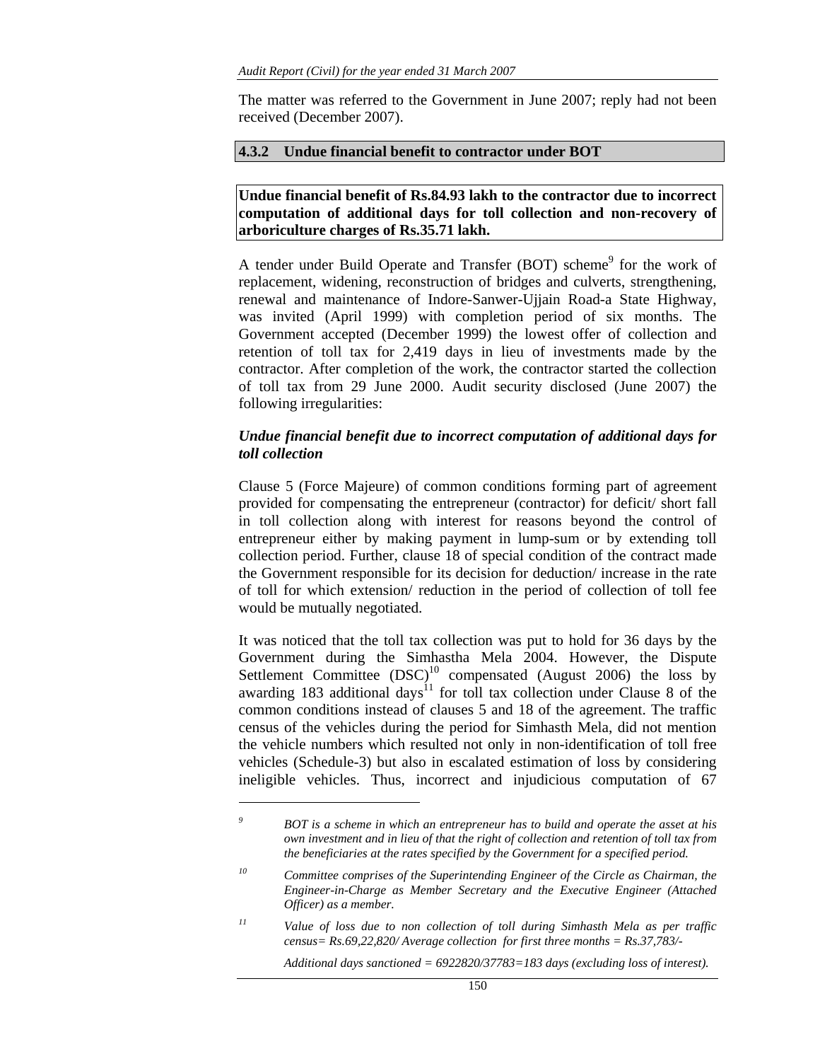The matter was referred to the Government in June 2007; reply had not been received (December 2007).

### 4.3.2 Undue financial benefit to contractor under BOT

**Undue financial benefit of Rs.84.93 lakh to the contractor due to incorrect computation of additional days for toll collection and non-recovery of arboriculture charges of Rs.35.71 lakh.**

A tender under Build Operate and Transfer (BOT) scheme[9] for the work of replacement, widening, reconstruction of bridges and culverts, strengthening, renewal and maintenance of Indore-Sanwer-Ujjain Road-a State Highway, was invited (April 1999) with completion period of six months. The Government accepted (December 1999) the lowest offer of collection and retention of toll tax for 2,419 days in lieu of investments made by the contractor. After completion of the work, the contractor started the collection of toll tax from 29 June 2000. Audit security disclosed (June 2007) the following irregularities:

***Undue financial benefit due to incorrect computation of additional days for toll collection***

Clause 5 (Force Majeure) of common conditions forming part of agreement provided for compensating the entrepreneur (contractor) for deficit/ short fall in toll collection along with interest for reasons beyond the control of entrepreneur either by making payment in lump-sum or by extending toll collection period. Further, clause 18 of special condition of the contract made the Government responsible for its decision for deduction/ increase in the rate of toll for which extension/ reduction in the period of collection of toll fee would be mutually negotiated.

It was noticed that the toll tax collection was put to hold for 36 days by the Government during the Simhastha Mela 2004. However, the Dispute Settlement Committee (DSC)[10] compensated (August 2006) the loss by awarding 183 additional days[11] for toll tax collection under Clause 8 of the common conditions instead of clauses 5 and 18 of the agreement. The traffic census of the vehicles during the period for Simhasth Mela, did not mention the vehicle numbers which resulted not only in non-identification of toll free vehicles (Schedule-3) but also in escalated estimation of loss by considering ineligible vehicles. Thus, incorrect and injudicious computation of 67

---

[9] *BOT is a scheme in which an entrepreneur has to build and operate the asset at his own investment and in lieu of that the right of collection and retention of toll tax from the beneficiaries at the rates specified by the Government for a specified period.*

[10] *Committee comprises of the Superintending Engineer of the Circle as Chairman, the Engineer-in-Charge as Member Secretary and the Executive Engineer (Attached Officer) as a member.*

[11] *Value of loss due to non collection of toll during Simhasth Mela as per traffic census= Rs.69,22,820/ Average collection for first three months = Rs.37,783/-*

*Additional days sanctioned = 6922820/37783=183 days (excluding loss of interest).*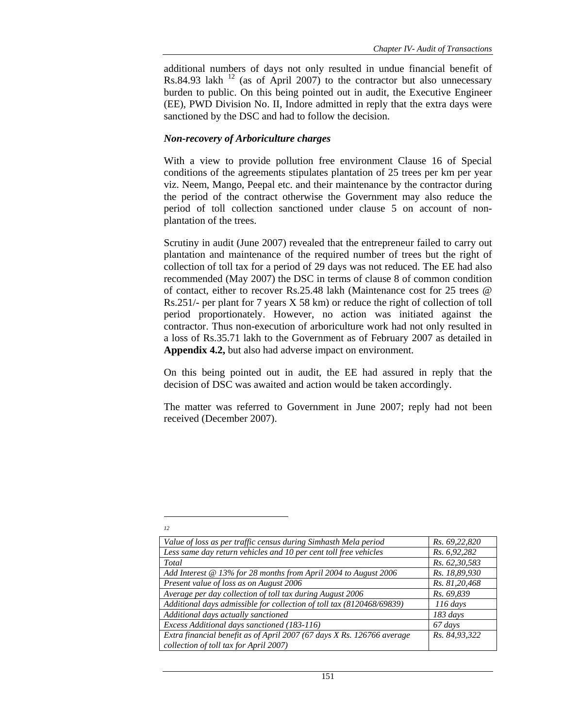additional numbers of days not only resulted in undue financial benefit of Rs.84.93 lakh [12] (as of April 2007) to the contractor but also unnecessary burden to public. On this being pointed out in audit, the Executive Engineer (EE), PWD Division No. II, Indore admitted in reply that the extra days were sanctioned by the DSC and had to follow the decision.

***Non-recovery of Arboriculture charges***

With a view to provide pollution free environment Clause 16 of Special conditions of the agreements stipulates plantation of 25 trees per km per year viz. Neem, Mango, Peepal etc. and their maintenance by the contractor during the period of the contract otherwise the Government may also reduce the period of toll collection sanctioned under clause 5 on account of non-plantation of the trees.

Scrutiny in audit (June 2007) revealed that the entrepreneur failed to carry out plantation and maintenance of the required number of trees but the right of collection of toll tax for a period of 29 days was not reduced. The EE had also recommended (May 2007) the DSC in terms of clause 8 of common condition of contact, either to recover Rs.25.48 lakh (Maintenance cost for 25 trees @ Rs.251/- per plant for 7 years X 58 km) or reduce the right of collection of toll period proportionately. However, no action was initiated against the contractor. Thus non-execution of arboriculture work had not only resulted in a loss of Rs.35.71 lakh to the Government as of February 2007 as detailed in **Appendix 4.2,** but also had adverse impact on environment.

On this being pointed out in audit, the EE had assured in reply that the decision of DSC was awaited and action would be taken accordingly.

The matter was referred to Government in June 2007; reply had not been received (December 2007).

---

[12]

| | |
|---|---|
| *Value of loss as per traffic census during Simhasth Mela period* | *Rs. 69,22,820* |
| *Less same day return vehicles and 10 per cent toll free vehicles* | *Rs. 6,92,282* |
| *Total* | *Rs. 62,30,583* |
| *Add Interest @ 13% for 28 months from April 2004 to August 2006* | *Rs. 18,89,930* |
| *Present value of loss as on August 2006* | *Rs. 81,20,468* |
| *Average per day collection of toll tax during August 2006* | *Rs. 69,839* |
| *Additional days admissible for collection of toll tax (8120468/69839)* | *116 days* |
| *Additional days actually sanctioned* | *183 days* |
| *Excess Additional days sanctioned (183-116)* | *67 days* |
| *Extra financial benefit as of April 2007 (67 days X Rs. 126766 average collection of toll tax for April 2007)* | *Rs. 84,93,322* |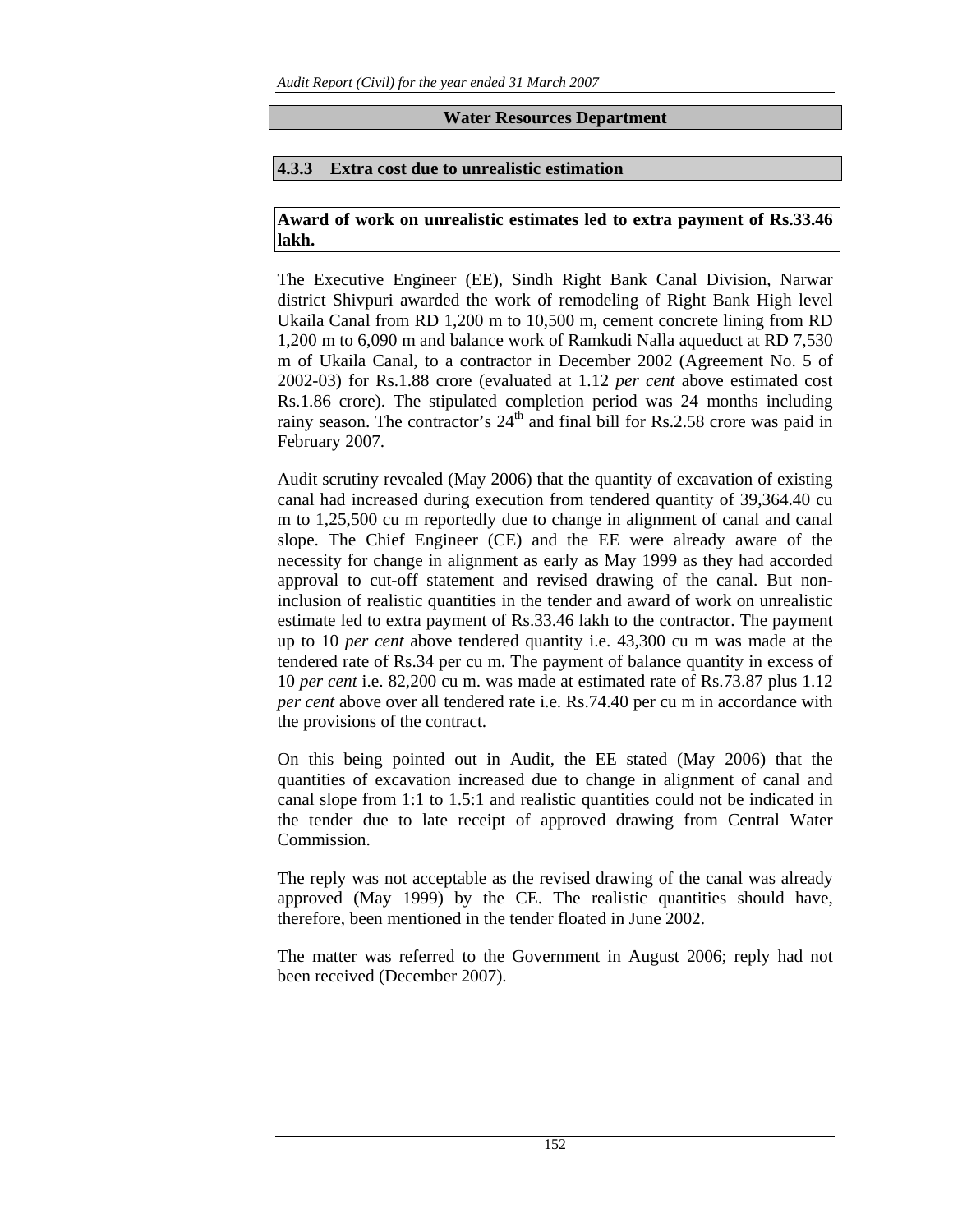## Water Resources Department

### 4.3.3 Extra cost due to unrealistic estimation

**Award of work on unrealistic estimates led to extra payment of Rs.33.46 lakh.**

The Executive Engineer (EE), Sindh Right Bank Canal Division, Narwar district Shivpuri awarded the work of remodeling of Right Bank High level Ukaila Canal from RD 1,200 m to 10,500 m, cement concrete lining from RD 1,200 m to 6,090 m and balance work of Ramkudi Nalla aqueduct at RD 7,530 m of Ukaila Canal, to a contractor in December 2002 (Agreement No. 5 of 2002-03) for Rs.1.88 crore (evaluated at 1.12 *per cent* above estimated cost Rs.1.86 crore). The stipulated completion period was 24 months including rainy season. The contractor's 24th and final bill for Rs.2.58 crore was paid in February 2007.

Audit scrutiny revealed (May 2006) that the quantity of excavation of existing canal had increased during execution from tendered quantity of 39,364.40 cu m to 1,25,500 cu m reportedly due to change in alignment of canal and canal slope. The Chief Engineer (CE) and the EE were already aware of the necessity for change in alignment as early as May 1999 as they had accorded approval to cut-off statement and revised drawing of the canal. But non-inclusion of realistic quantities in the tender and award of work on unrealistic estimate led to extra payment of Rs.33.46 lakh to the contractor. The payment up to 10 *per cent* above tendered quantity i.e. 43,300 cu m was made at the tendered rate of Rs.34 per cu m. The payment of balance quantity in excess of 10 *per cent* i.e. 82,200 cu m. was made at estimated rate of Rs.73.87 plus 1.12 *per cent* above over all tendered rate i.e. Rs.74.40 per cu m in accordance with the provisions of the contract.

On this being pointed out in Audit, the EE stated (May 2006) that the quantities of excavation increased due to change in alignment of canal and canal slope from 1:1 to 1.5:1 and realistic quantities could not be indicated in the tender due to late receipt of approved drawing from Central Water Commission.

The reply was not acceptable as the revised drawing of the canal was already approved (May 1999) by the CE. The realistic quantities should have, therefore, been mentioned in the tender floated in June 2002.

The matter was referred to the Government in August 2006; reply had not been received (December 2007).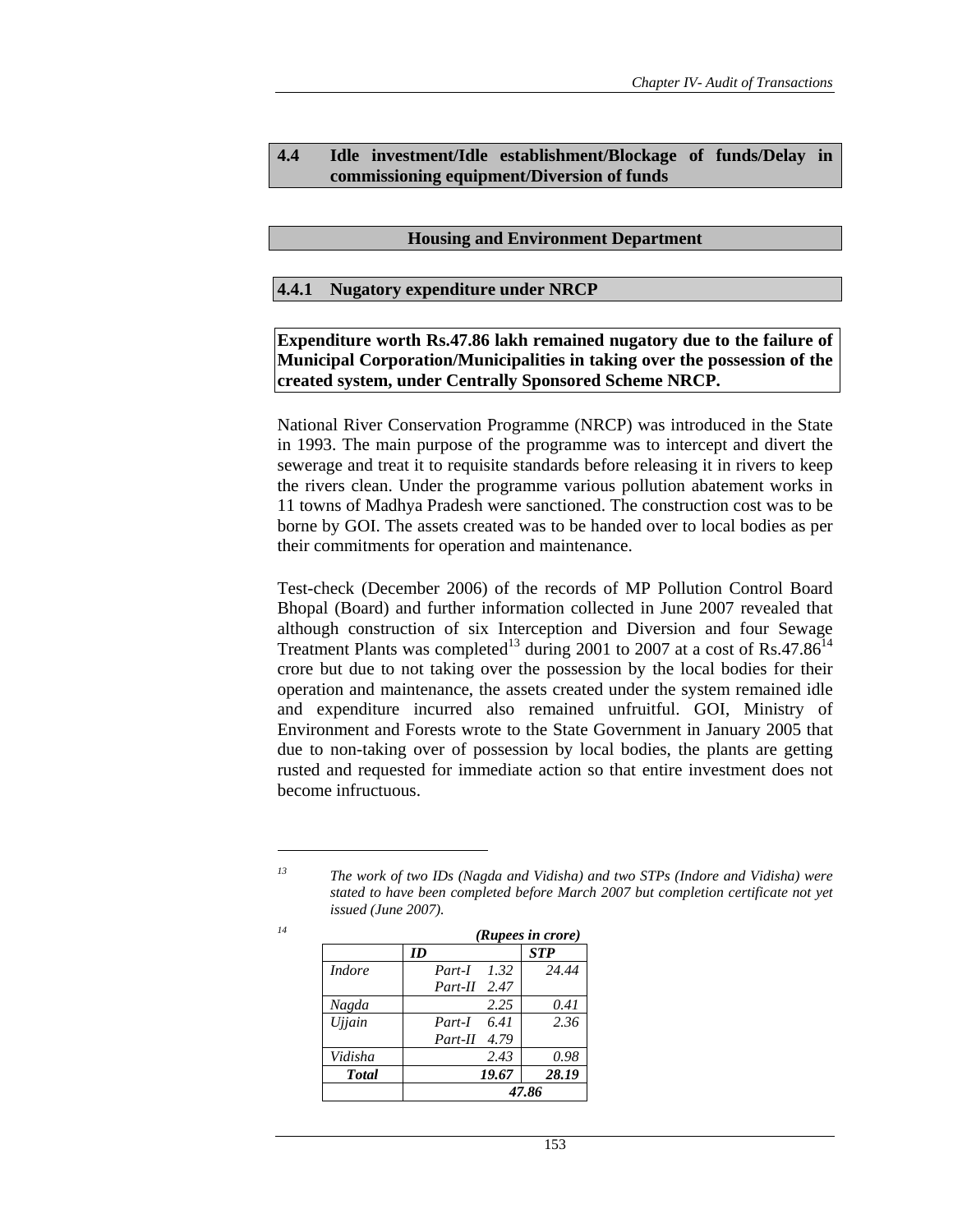## 4.4 Idle investment/Idle establishment/Blockage of funds/Delay in commissioning equipment/Diversion of funds

### Housing and Environment Department

### 4.4.1 Nugatory expenditure under NRCP

**Expenditure worth Rs.47.86 lakh remained nugatory due to the failure of Municipal Corporation/Municipalities in taking over the possession of the created system, under Centrally Sponsored Scheme NRCP.**

National River Conservation Programme (NRCP) was introduced in the State in 1993. The main purpose of the programme was to intercept and divert the sewerage and treat it to requisite standards before releasing it in rivers to keep the rivers clean. Under the programme various pollution abatement works in 11 towns of Madhya Pradesh were sanctioned. The construction cost was to be borne by GOI. The assets created was to be handed over to local bodies as per their commitments for operation and maintenance.

Test-check (December 2006) of the records of MP Pollution Control Board Bhopal (Board) and further information collected in June 2007 revealed that although construction of six Interception and Diversion and four Sewage Treatment Plants was completed[13] during 2001 to 2007 at a cost of Rs.47.86[14] crore but due to not taking over the possession by the local bodies for their operation and maintenance, the assets created under the system remained idle and expenditure incurred also remained unfruitful. GOI, Ministry of Environment and Forests wrote to the State Government in January 2005 that due to non-taking over of possession by local bodies, the plants are getting rusted and requested for immediate action so that entire investment does not become infructuous.

---

[13] *The work of two IDs (Nagda and Vidisha) and two STPs (Indore and Vidisha) were stated to have been completed before March 2007 but completion certificate not yet issued (June 2007).*

[14] ***(Rupees in crore)***

| | *ID* | *STP* |
|---|---|---|
| *Indore* | *Part-I 1.32*<br>*Part-II 2.47* | *24.44* |
| *Nagda* | *2.25* | *0.41* |
| *Ujjain* | *Part-I 6.41*<br>*Part-II 4.79* | *2.36* |
| *Vidisha* | *2.43* | *0.98* |
| ***Total*** | ***19.67*** | ***28.19*** |
| | ***47.86*** | |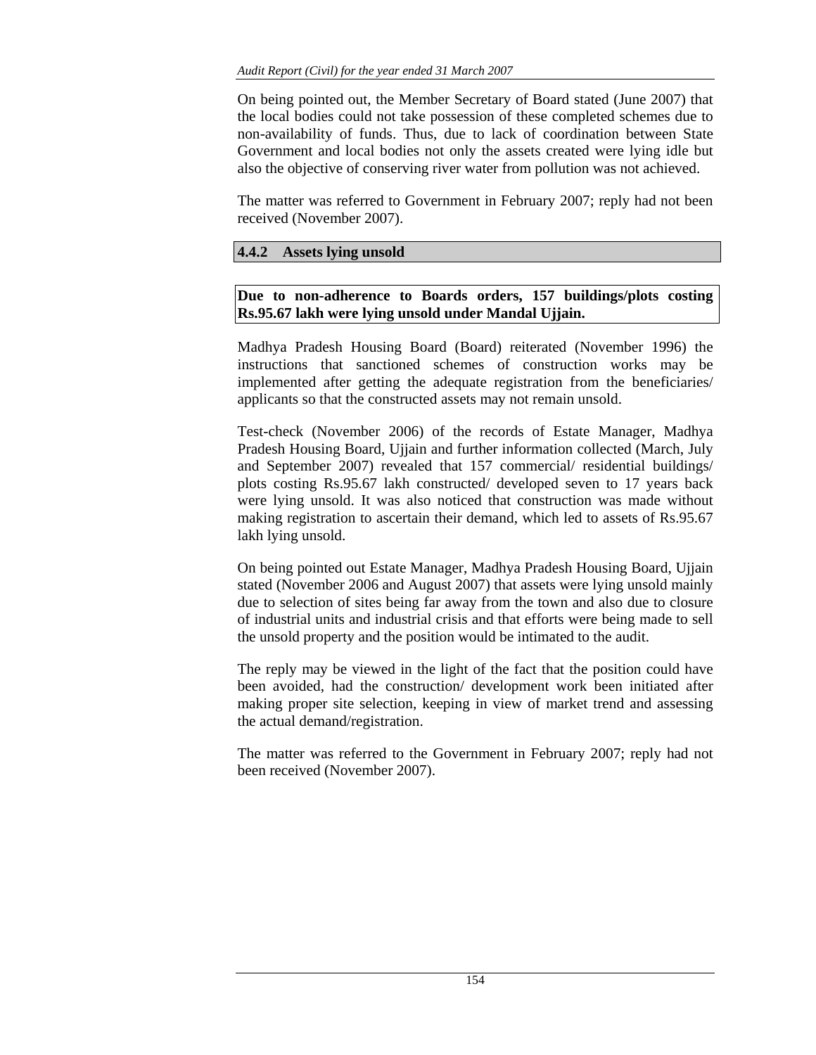On being pointed out, the Member Secretary of Board stated (June 2007) that the local bodies could not take possession of these completed schemes due to non-availability of funds. Thus, due to lack of coordination between State Government and local bodies not only the assets created were lying idle but also the objective of conserving river water from pollution was not achieved.

The matter was referred to Government in February 2007; reply had not been received (November 2007).

### 4.4.2 Assets lying unsold

**Due to non-adherence to Boards orders, 157 buildings/plots costing Rs.95.67 lakh were lying unsold under Mandal Ujjain.**

Madhya Pradesh Housing Board (Board) reiterated (November 1996) the instructions that sanctioned schemes of construction works may be implemented after getting the adequate registration from the beneficiaries/ applicants so that the constructed assets may not remain unsold.

Test-check (November 2006) of the records of Estate Manager, Madhya Pradesh Housing Board, Ujjain and further information collected (March, July and September 2007) revealed that 157 commercial/ residential buildings/ plots costing Rs.95.67 lakh constructed/ developed seven to 17 years back were lying unsold. It was also noticed that construction was made without making registration to ascertain their demand, which led to assets of Rs.95.67 lakh lying unsold.

On being pointed out Estate Manager, Madhya Pradesh Housing Board, Ujjain stated (November 2006 and August 2007) that assets were lying unsold mainly due to selection of sites being far away from the town and also due to closure of industrial units and industrial crisis and that efforts were being made to sell the unsold property and the position would be intimated to the audit.

The reply may be viewed in the light of the fact that the position could have been avoided, had the construction/ development work been initiated after making proper site selection, keeping in view of market trend and assessing the actual demand/registration.

The matter was referred to the Government in February 2007; reply had not been received (November 2007).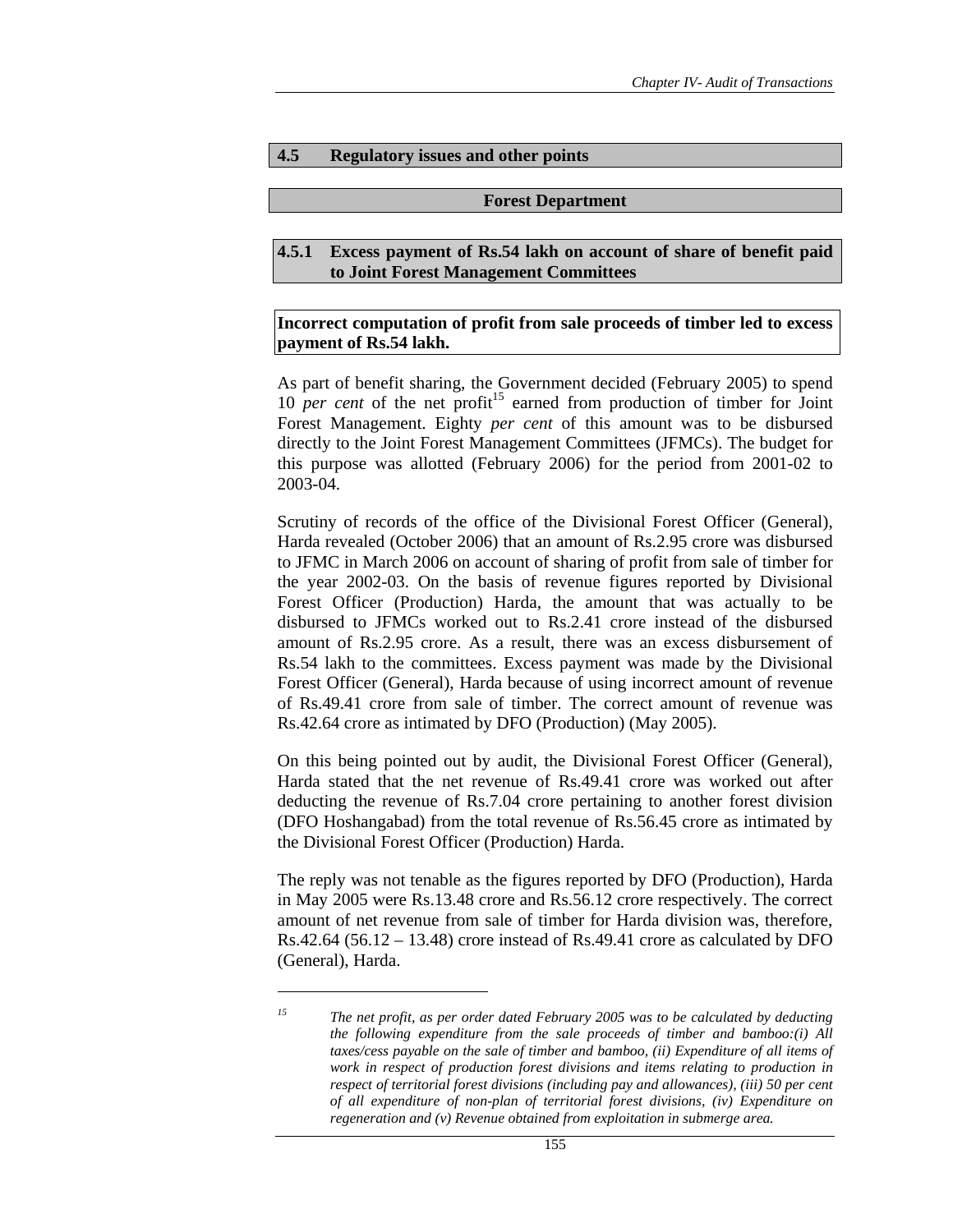## 4.5 Regulatory issues and other points

### Forest Department

#### 4.5.1 Excess payment of Rs.54 lakh on account of share of benefit paid to Joint Forest Management Committees

**Incorrect computation of profit from sale proceeds of timber led to excess payment of Rs.54 lakh.**

As part of benefit sharing, the Government decided (February 2005) to spend 10 *per cent* of the net profit[15] earned from production of timber for Joint Forest Management. Eighty *per cent* of this amount was to be disbursed directly to the Joint Forest Management Committees (JFMCs). The budget for this purpose was allotted (February 2006) for the period from 2001-02 to 2003-04.

Scrutiny of records of the office of the Divisional Forest Officer (General), Harda revealed (October 2006) that an amount of Rs.2.95 crore was disbursed to JFMC in March 2006 on account of sharing of profit from sale of timber for the year 2002-03. On the basis of revenue figures reported by Divisional Forest Officer (Production) Harda, the amount that was actually to be disbursed to JFMCs worked out to Rs.2.41 crore instead of the disbursed amount of Rs.2.95 crore. As a result, there was an excess disbursement of Rs.54 lakh to the committees. Excess payment was made by the Divisional Forest Officer (General), Harda because of using incorrect amount of revenue of Rs.49.41 crore from sale of timber. The correct amount of revenue was Rs.42.64 crore as intimated by DFO (Production) (May 2005).

On this being pointed out by audit, the Divisional Forest Officer (General), Harda stated that the net revenue of Rs.49.41 crore was worked out after deducting the revenue of Rs.7.04 crore pertaining to another forest division (DFO Hoshangabad) from the total revenue of Rs.56.45 crore as intimated by the Divisional Forest Officer (Production) Harda.

The reply was not tenable as the figures reported by DFO (Production), Harda in May 2005 were Rs.13.48 crore and Rs.56.12 crore respectively. The correct amount of net revenue from sale of timber for Harda division was, therefore, Rs.42.64 (56.12 – 13.48) crore instead of Rs.49.41 crore as calculated by DFO (General), Harda.

---

[15] *The net profit, as per order dated February 2005 was to be calculated by deducting the following expenditure from the sale proceeds of timber and bamboo:(i) All taxes/cess payable on the sale of timber and bamboo, (ii) Expenditure of all items of work in respect of production forest divisions and items relating to production in respect of territorial forest divisions (including pay and allowances), (iii) 50 per cent of all expenditure of non-plan of territorial forest divisions, (iv) Expenditure on regeneration and (v) Revenue obtained from exploitation in submerge area.*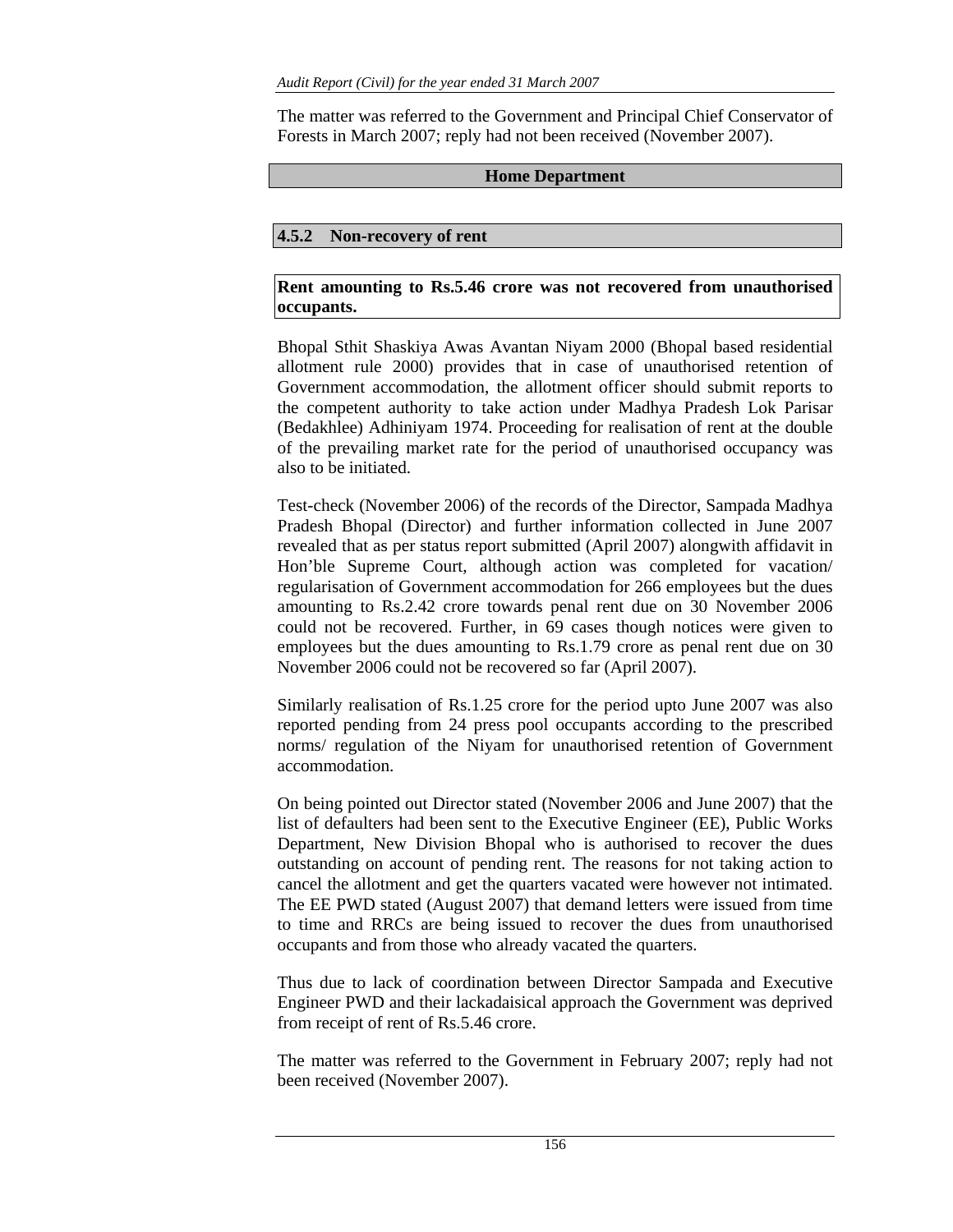The matter was referred to the Government and Principal Chief Conservator of Forests in March 2007; reply had not been received (November 2007).

## Home Department

### 4.5.2 Non-recovery of rent

**Rent amounting to Rs.5.46 crore was not recovered from unauthorised occupants.**

Bhopal Sthit Shaskiya Awas Avantan Niyam 2000 (Bhopal based residential allotment rule 2000) provides that in case of unauthorised retention of Government accommodation, the allotment officer should submit reports to the competent authority to take action under Madhya Pradesh Lok Parisar (Bedakhlee) Adhiniyam 1974. Proceeding for realisation of rent at the double of the prevailing market rate for the period of unauthorised occupancy was also to be initiated.

Test-check (November 2006) of the records of the Director, Sampada Madhya Pradesh Bhopal (Director) and further information collected in June 2007 revealed that as per status report submitted (April 2007) alongwith affidavit in Hon'ble Supreme Court, although action was completed for vacation/ regularisation of Government accommodation for 266 employees but the dues amounting to Rs.2.42 crore towards penal rent due on 30 November 2006 could not be recovered. Further, in 69 cases though notices were given to employees but the dues amounting to Rs.1.79 crore as penal rent due on 30 November 2006 could not be recovered so far (April 2007).

Similarly realisation of Rs.1.25 crore for the period upto June 2007 was also reported pending from 24 press pool occupants according to the prescribed norms/ regulation of the Niyam for unauthorised retention of Government accommodation.

On being pointed out Director stated (November 2006 and June 2007) that the list of defaulters had been sent to the Executive Engineer (EE), Public Works Department, New Division Bhopal who is authorised to recover the dues outstanding on account of pending rent. The reasons for not taking action to cancel the allotment and get the quarters vacated were however not intimated. The EE PWD stated (August 2007) that demand letters were issued from time to time and RRCs are being issued to recover the dues from unauthorised occupants and from those who already vacated the quarters.

Thus due to lack of coordination between Director Sampada and Executive Engineer PWD and their lackadaisical approach the Government was deprived from receipt of rent of Rs.5.46 crore.

The matter was referred to the Government in February 2007; reply had not been received (November 2007).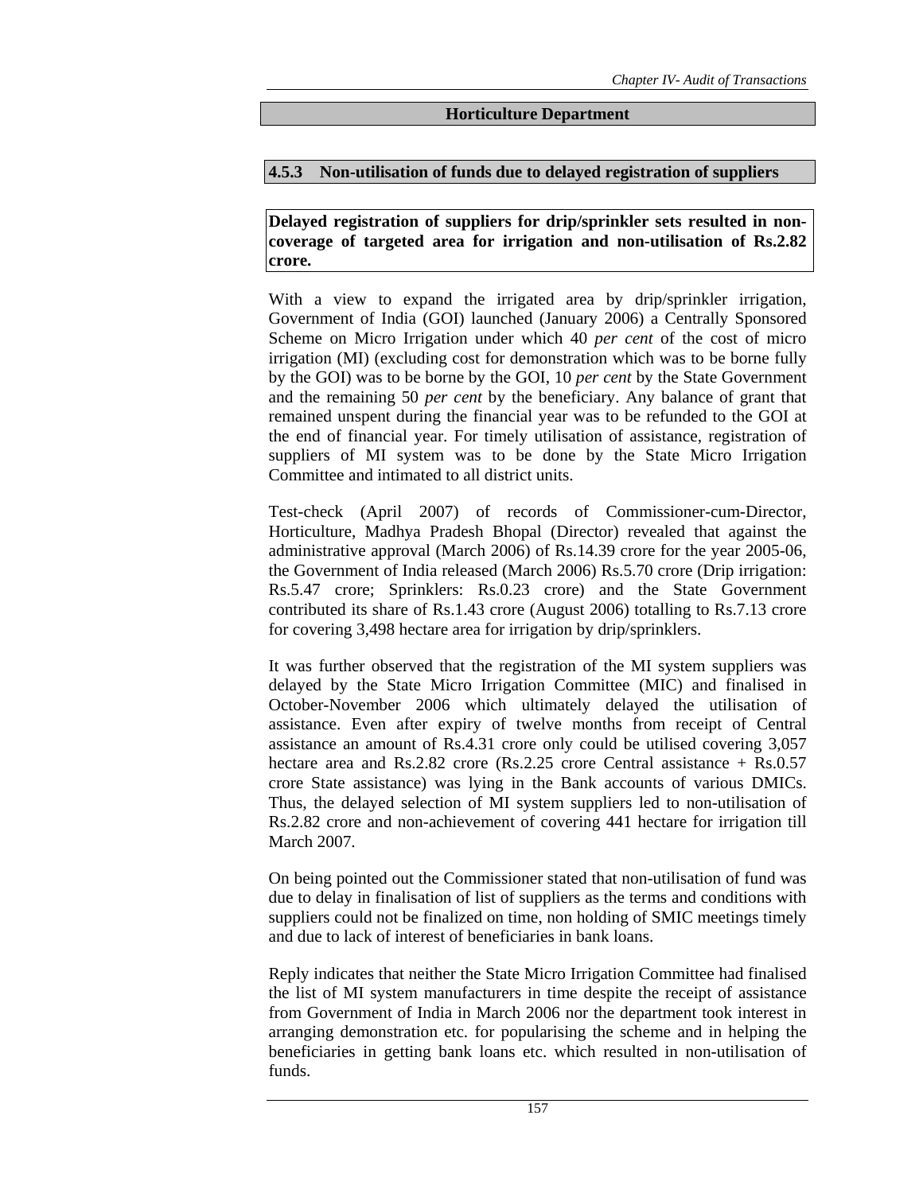## Horticulture Department

### 4.5.3 Non-utilisation of funds due to delayed registration of suppliers

**Delayed registration of suppliers for drip/sprinkler sets resulted in non-coverage of targeted area for irrigation and non-utilisation of Rs.2.82 crore.**

With a view to expand the irrigated area by drip/sprinkler irrigation, Government of India (GOI) launched (January 2006) a Centrally Sponsored Scheme on Micro Irrigation under which 40 *per cent* of the cost of micro irrigation (MI) (excluding cost for demonstration which was to be borne fully by the GOI) was to be borne by the GOI, 10 *per cent* by the State Government and the remaining 50 *per cent* by the beneficiary. Any balance of grant that remained unspent during the financial year was to be refunded to the GOI at the end of financial year. For timely utilisation of assistance, registration of suppliers of MI system was to be done by the State Micro Irrigation Committee and intimated to all district units.

Test-check (April 2007) of records of Commissioner-cum-Director, Horticulture, Madhya Pradesh Bhopal (Director) revealed that against the administrative approval (March 2006) of Rs.14.39 crore for the year 2005-06, the Government of India released (March 2006) Rs.5.70 crore (Drip irrigation: Rs.5.47 crore; Sprinklers: Rs.0.23 crore) and the State Government contributed its share of Rs.1.43 crore (August 2006) totalling to Rs.7.13 crore for covering 3,498 hectare area for irrigation by drip/sprinklers.

It was further observed that the registration of the MI system suppliers was delayed by the State Micro Irrigation Committee (MIC) and finalised in October-November 2006 which ultimately delayed the utilisation of assistance. Even after expiry of twelve months from receipt of Central assistance an amount of Rs.4.31 crore only could be utilised covering 3,057 hectare area and Rs.2.82 crore (Rs.2.25 crore Central assistance + Rs.0.57 crore State assistance) was lying in the Bank accounts of various DMICs. Thus, the delayed selection of MI system suppliers led to non-utilisation of Rs.2.82 crore and non-achievement of covering 441 hectare for irrigation till March 2007.

On being pointed out the Commissioner stated that non-utilisation of fund was due to delay in finalisation of list of suppliers as the terms and conditions with suppliers could not be finalized on time, non holding of SMIC meetings timely and due to lack of interest of beneficiaries in bank loans.

Reply indicates that neither the State Micro Irrigation Committee had finalised the list of MI system manufacturers in time despite the receipt of assistance from Government of India in March 2006 nor the department took interest in arranging demonstration etc. for popularising the scheme and in helping the beneficiaries in getting bank loans etc. which resulted in non-utilisation of funds.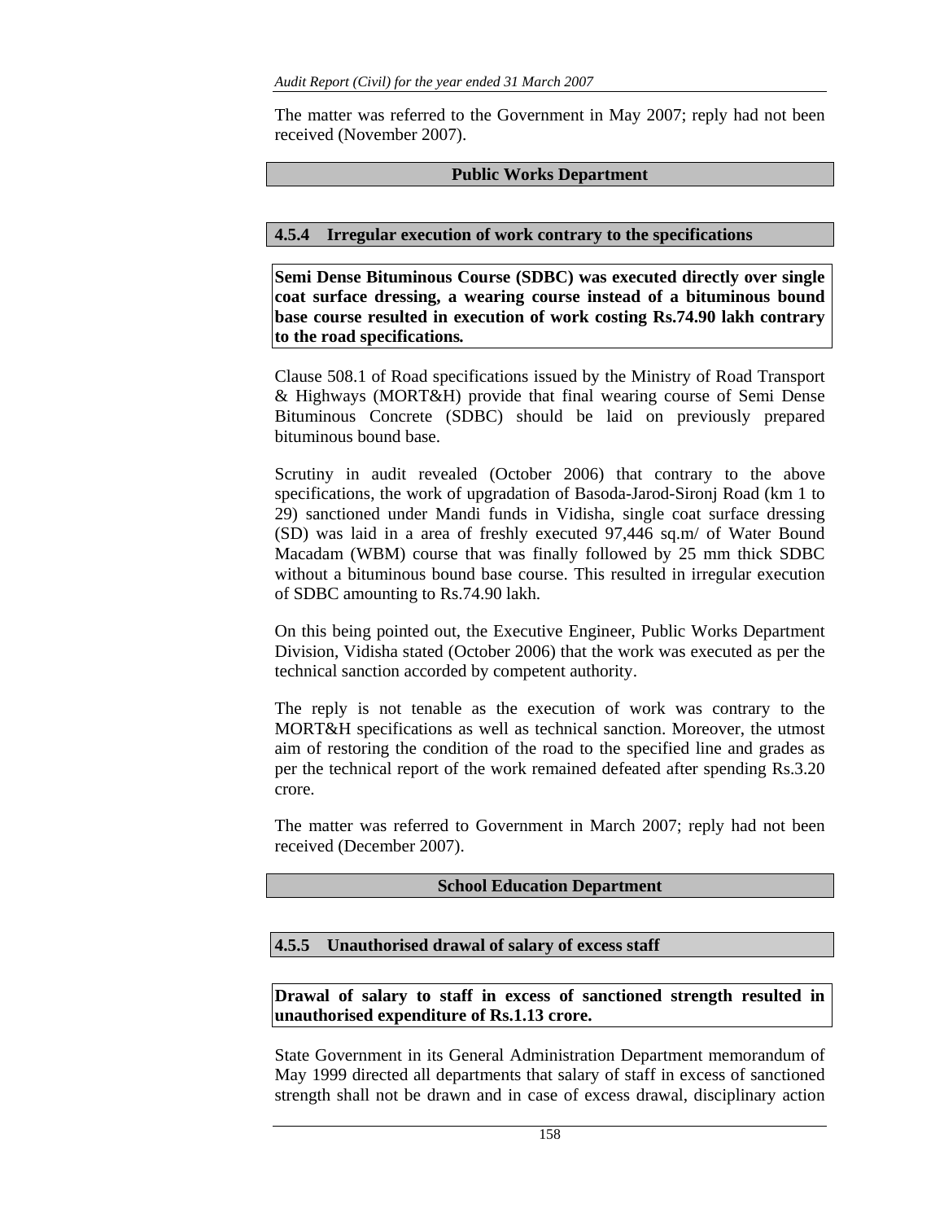The matter was referred to the Government in May 2007; reply had not been received (November 2007).

## Public Works Department

### 4.5.4 Irregular execution of work contrary to the specifications

**Semi Dense Bituminous Course (SDBC) was executed directly over single coat surface dressing, a wearing course instead of a bituminous bound base course resulted in execution of work costing Rs.74.90 lakh contrary to the road specifications.**

Clause 508.1 of Road specifications issued by the Ministry of Road Transport & Highways (MORT&H) provide that final wearing course of Semi Dense Bituminous Concrete (SDBC) should be laid on previously prepared bituminous bound base.

Scrutiny in audit revealed (October 2006) that contrary to the above specifications, the work of upgradation of Basoda-Jarod-Sironj Road (km 1 to 29) sanctioned under Mandi funds in Vidisha, single coat surface dressing (SD) was laid in a area of freshly executed 97,446 sq.m/ of Water Bound Macadam (WBM) course that was finally followed by 25 mm thick SDBC without a bituminous bound base course. This resulted in irregular execution of SDBC amounting to Rs.74.90 lakh.

On this being pointed out, the Executive Engineer, Public Works Department Division, Vidisha stated (October 2006) that the work was executed as per the technical sanction accorded by competent authority.

The reply is not tenable as the execution of work was contrary to the MORT&H specifications as well as technical sanction. Moreover, the utmost aim of restoring the condition of the road to the specified line and grades as per the technical report of the work remained defeated after spending Rs.3.20 crore.

The matter was referred to Government in March 2007; reply had not been received (December 2007).

## School Education Department

### 4.5.5 Unauthorised drawal of salary of excess staff

**Drawal of salary to staff in excess of sanctioned strength resulted in unauthorised expenditure of Rs.1.13 crore.**

State Government in its General Administration Department memorandum of May 1999 directed all departments that salary of staff in excess of sanctioned strength shall not be drawn and in case of excess drawal, disciplinary action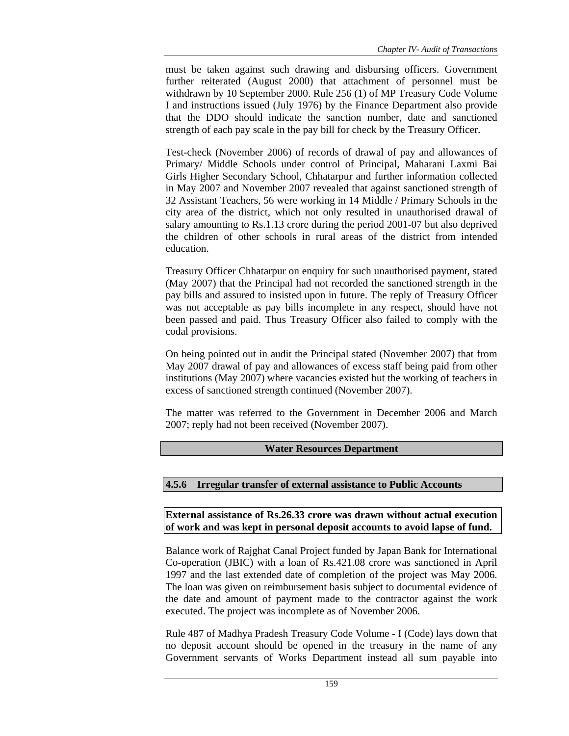must be taken against such drawing and disbursing officers. Government further reiterated (August 2000) that attachment of personnel must be withdrawn by 10 September 2000. Rule 256 (1) of MP Treasury Code Volume I and instructions issued (July 1976) by the Finance Department also provide that the DDO should indicate the sanction number, date and sanctioned strength of each pay scale in the pay bill for check by the Treasury Officer.

Test-check (November 2006) of records of drawal of pay and allowances of Primary/ Middle Schools under control of Principal, Maharani Laxmi Bai Girls Higher Secondary School, Chhatarpur and further information collected in May 2007 and November 2007 revealed that against sanctioned strength of 32 Assistant Teachers, 56 were working in 14 Middle / Primary Schools in the city area of the district, which not only resulted in unauthorised drawal of salary amounting to Rs.1.13 crore during the period 2001-07 but also deprived the children of other schools in rural areas of the district from intended education.

Treasury Officer Chhatarpur on enquiry for such unauthorised payment, stated (May 2007) that the Principal had not recorded the sanctioned strength in the pay bills and assured to insisted upon in future. The reply of Treasury Officer was not acceptable as pay bills incomplete in any respect, should have not been passed and paid. Thus Treasury Officer also failed to comply with the codal provisions.

On being pointed out in audit the Principal stated (November 2007) that from May 2007 drawal of pay and allowances of excess staff being paid from other institutions (May 2007) where vacancies existed but the working of teachers in excess of sanctioned strength continued (November 2007).

The matter was referred to the Government in December 2006 and March 2007; reply had not been received (November 2007).

## Water Resources Department

### 4.5.6 Irregular transfer of external assistance to Public Accounts

**External assistance of Rs.26.33 crore was drawn without actual execution of work and was kept in personal deposit accounts to avoid lapse of fund.**

Balance work of Rajghat Canal Project funded by Japan Bank for International Co-operation (JBIC) with a loan of Rs.421.08 crore was sanctioned in April 1997 and the last extended date of completion of the project was May 2006. The loan was given on reimbursement basis subject to documental evidence of the date and amount of payment made to the contractor against the work executed. The project was incomplete as of November 2006.

Rule 487 of Madhya Pradesh Treasury Code Volume - I (Code) lays down that no deposit account should be opened in the treasury in the name of any Government servants of Works Department instead all sum payable into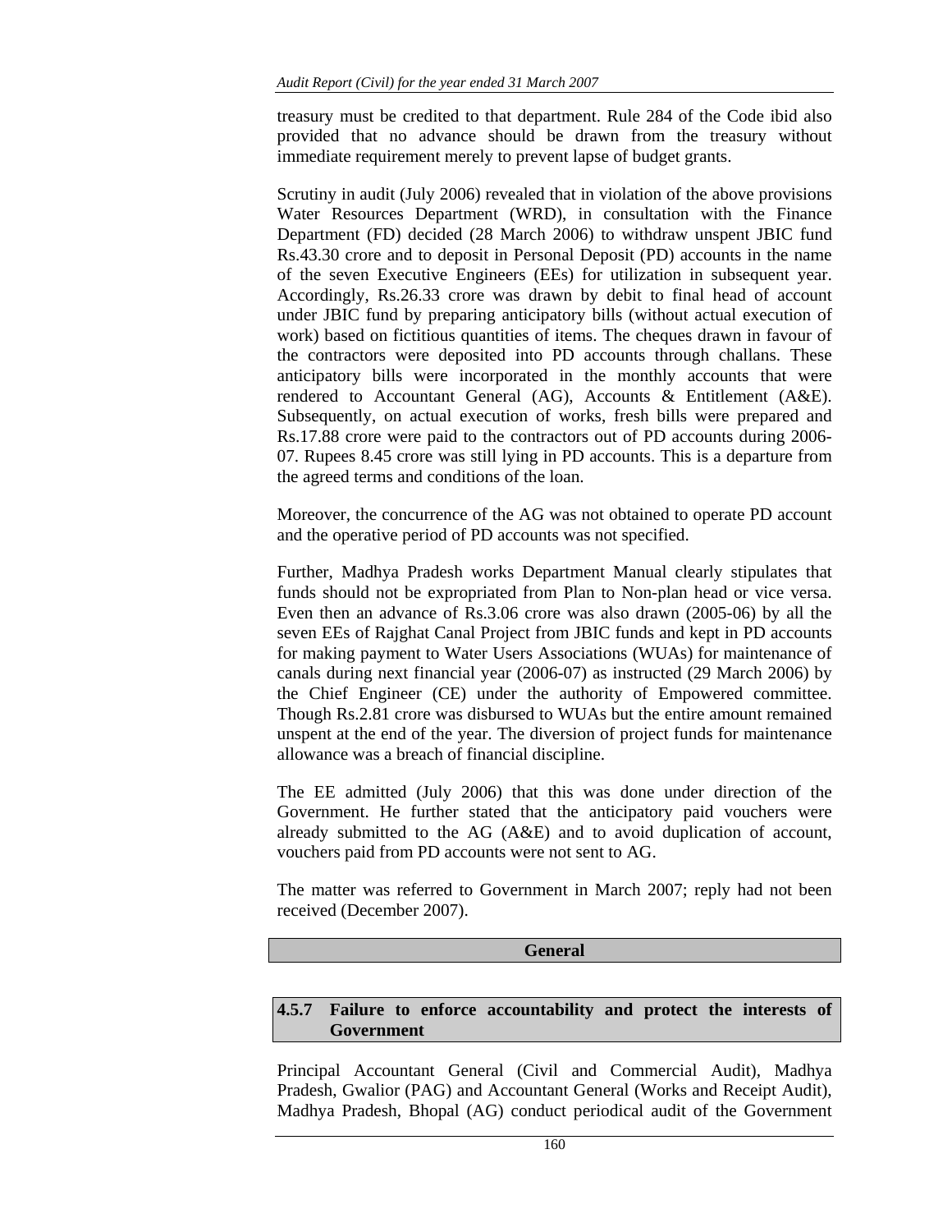treasury must be credited to that department. Rule 284 of the Code ibid also provided that no advance should be drawn from the treasury without immediate requirement merely to prevent lapse of budget grants.

Scrutiny in audit (July 2006) revealed that in violation of the above provisions Water Resources Department (WRD), in consultation with the Finance Department (FD) decided (28 March 2006) to withdraw unspent JBIC fund Rs.43.30 crore and to deposit in Personal Deposit (PD) accounts in the name of the seven Executive Engineers (EEs) for utilization in subsequent year. Accordingly, Rs.26.33 crore was drawn by debit to final head of account under JBIC fund by preparing anticipatory bills (without actual execution of work) based on fictitious quantities of items. The cheques drawn in favour of the contractors were deposited into PD accounts through challans. These anticipatory bills were incorporated in the monthly accounts that were rendered to Accountant General (AG), Accounts & Entitlement (A&E). Subsequently, on actual execution of works, fresh bills were prepared and Rs.17.88 crore were paid to the contractors out of PD accounts during 2006-07. Rupees 8.45 crore was still lying in PD accounts. This is a departure from the agreed terms and conditions of the loan.

Moreover, the concurrence of the AG was not obtained to operate PD account and the operative period of PD accounts was not specified.

Further, Madhya Pradesh works Department Manual clearly stipulates that funds should not be expropriated from Plan to Non-plan head or vice versa. Even then an advance of Rs.3.06 crore was also drawn (2005-06) by all the seven EEs of Rajghat Canal Project from JBIC funds and kept in PD accounts for making payment to Water Users Associations (WUAs) for maintenance of canals during next financial year (2006-07) as instructed (29 March 2006) by the Chief Engineer (CE) under the authority of Empowered committee. Though Rs.2.81 crore was disbursed to WUAs but the entire amount remained unspent at the end of the year. The diversion of project funds for maintenance allowance was a breach of financial discipline.

The EE admitted (July 2006) that this was done under direction of the Government. He further stated that the anticipatory paid vouchers were already submitted to the AG (A&E) and to avoid duplication of account, vouchers paid from PD accounts were not sent to AG.

The matter was referred to Government in March 2007; reply had not been received (December 2007).

## General

### 4.5.7 Failure to enforce accountability and protect the interests of Government

Principal Accountant General (Civil and Commercial Audit), Madhya Pradesh, Gwalior (PAG) and Accountant General (Works and Receipt Audit), Madhya Pradesh, Bhopal (AG) conduct periodical audit of the Government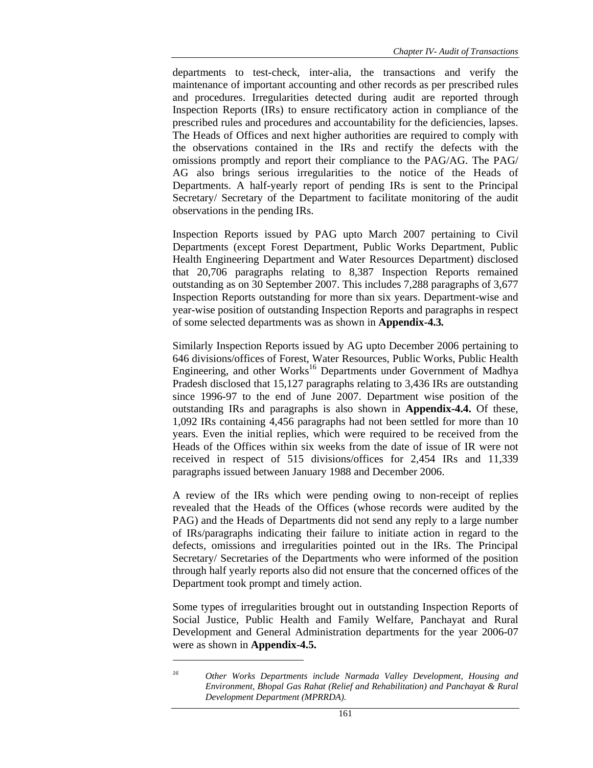departments to test-check, inter-alia, the transactions and verify the maintenance of important accounting and other records as per prescribed rules and procedures. Irregularities detected during audit are reported through Inspection Reports (IRs) to ensure rectificatory action in compliance of the prescribed rules and procedures and accountability for the deficiencies, lapses. The Heads of Offices and next higher authorities are required to comply with the observations contained in the IRs and rectify the defects with the omissions promptly and report their compliance to the PAG/AG. The PAG/ AG also brings serious irregularities to the notice of the Heads of Departments. A half-yearly report of pending IRs is sent to the Principal Secretary/ Secretary of the Department to facilitate monitoring of the audit observations in the pending IRs.

Inspection Reports issued by PAG upto March 2007 pertaining to Civil Departments (except Forest Department, Public Works Department, Public Health Engineering Department and Water Resources Department) disclosed that 20,706 paragraphs relating to 8,387 Inspection Reports remained outstanding as on 30 September 2007. This includes 7,288 paragraphs of 3,677 Inspection Reports outstanding for more than six years. Department-wise and year-wise position of outstanding Inspection Reports and paragraphs in respect of some selected departments was as shown in **Appendix-4.3.**

Similarly Inspection Reports issued by AG upto December 2006 pertaining to 646 divisions/offices of Forest, Water Resources, Public Works, Public Health Engineering, and other Works[16] Departments under Government of Madhya Pradesh disclosed that 15,127 paragraphs relating to 3,436 IRs are outstanding since 1996-97 to the end of June 2007. Department wise position of the outstanding IRs and paragraphs is also shown in **Appendix-4.4.** Of these, 1,092 IRs containing 4,456 paragraphs had not been settled for more than 10 years. Even the initial replies, which were required to be received from the Heads of the Offices within six weeks from the date of issue of IR were not received in respect of 515 divisions/offices for 2,454 IRs and 11,339 paragraphs issued between January 1988 and December 2006.

A review of the IRs which were pending owing to non-receipt of replies revealed that the Heads of the Offices (whose records were audited by the PAG) and the Heads of Departments did not send any reply to a large number of IRs/paragraphs indicating their failure to initiate action in regard to the defects, omissions and irregularities pointed out in the IRs. The Principal Secretary/ Secretaries of the Departments who were informed of the position through half yearly reports also did not ensure that the concerned offices of the Department took prompt and timely action.

Some types of irregularities brought out in outstanding Inspection Reports of Social Justice, Public Health and Family Welfare, Panchayat and Rural Development and General Administration departments for the year 2006-07 were as shown in **Appendix-4.5.**

---

[16] *Other Works Departments include Narmada Valley Development, Housing and Environment, Bhopal Gas Rahat (Relief and Rehabilitation) and Panchayat & Rural Development Department (MPRRDA).*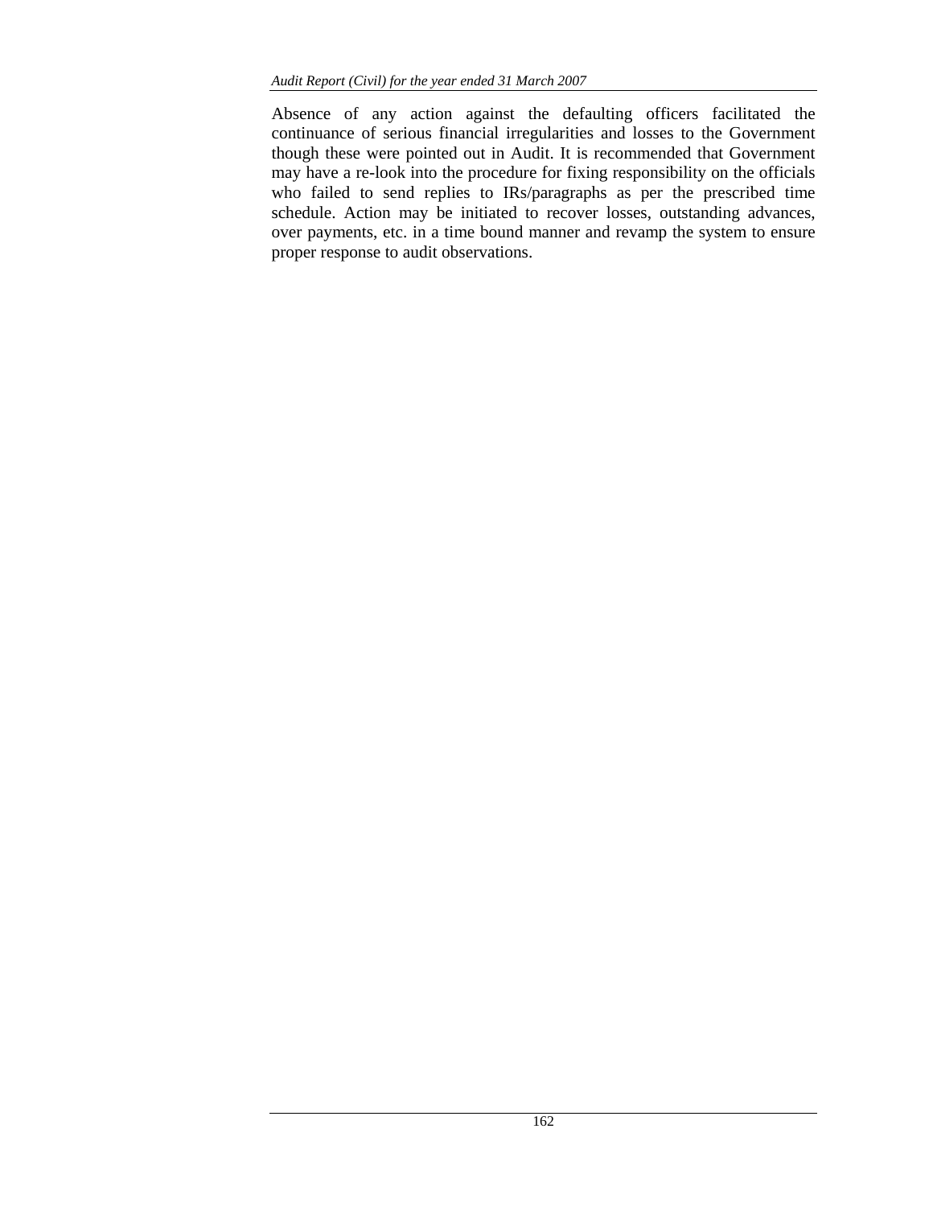Absence of any action against the defaulting officers facilitated the continuance of serious financial irregularities and losses to the Government though these were pointed out in Audit. It is recommended that Government may have a re-look into the procedure for fixing responsibility on the officials who failed to send replies to IRs/paragraphs as per the prescribed time schedule. Action may be initiated to recover losses, outstanding advances, over payments, etc. in a time bound manner and revamp the system to ensure proper response to audit observations.